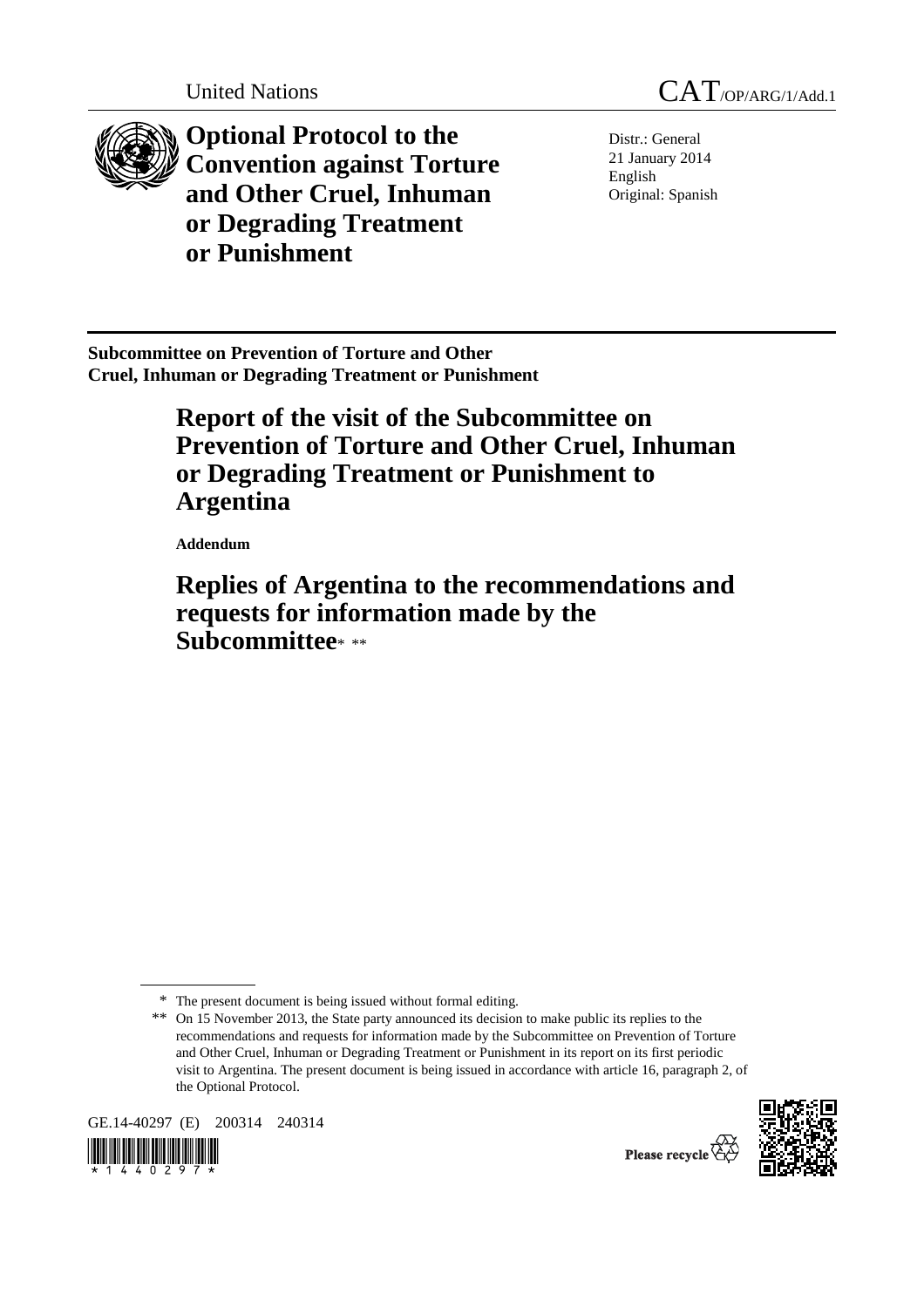United Nations

CAT/OP/ARG/1/Add.1

# Optional Protocol to the Convention against Torture and Other Cruel, Inhuman or Degrading Treatment or Punishment

Distr.: General
21 January 2014
English
Original: Spanish

**Subcommittee on Prevention of Torture and Other Cruel, Inhuman or Degrading Treatment or Punishment**

# Report of the visit of the Subcommittee on Prevention of Torture and Other Cruel, Inhuman or Degrading Treatment or Punishment to Argentina

**Addendum**

# Replies of Argentina to the recommendations and requests for information made by the Subcommittee* **

\* The present document is being issued without formal editing.

\*\* On 15 November 2013, the State party announced its decision to make public its replies to the recommendations and requests for information made by the Subcommittee on Prevention of Torture and Other Cruel, Inhuman or Degrading Treatment or Punishment in its report on its first periodic visit to Argentina. The present document is being issued in accordance with article 16, paragraph 2, of the Optional Protocol.

GE.14-40297 (E) 200314 240314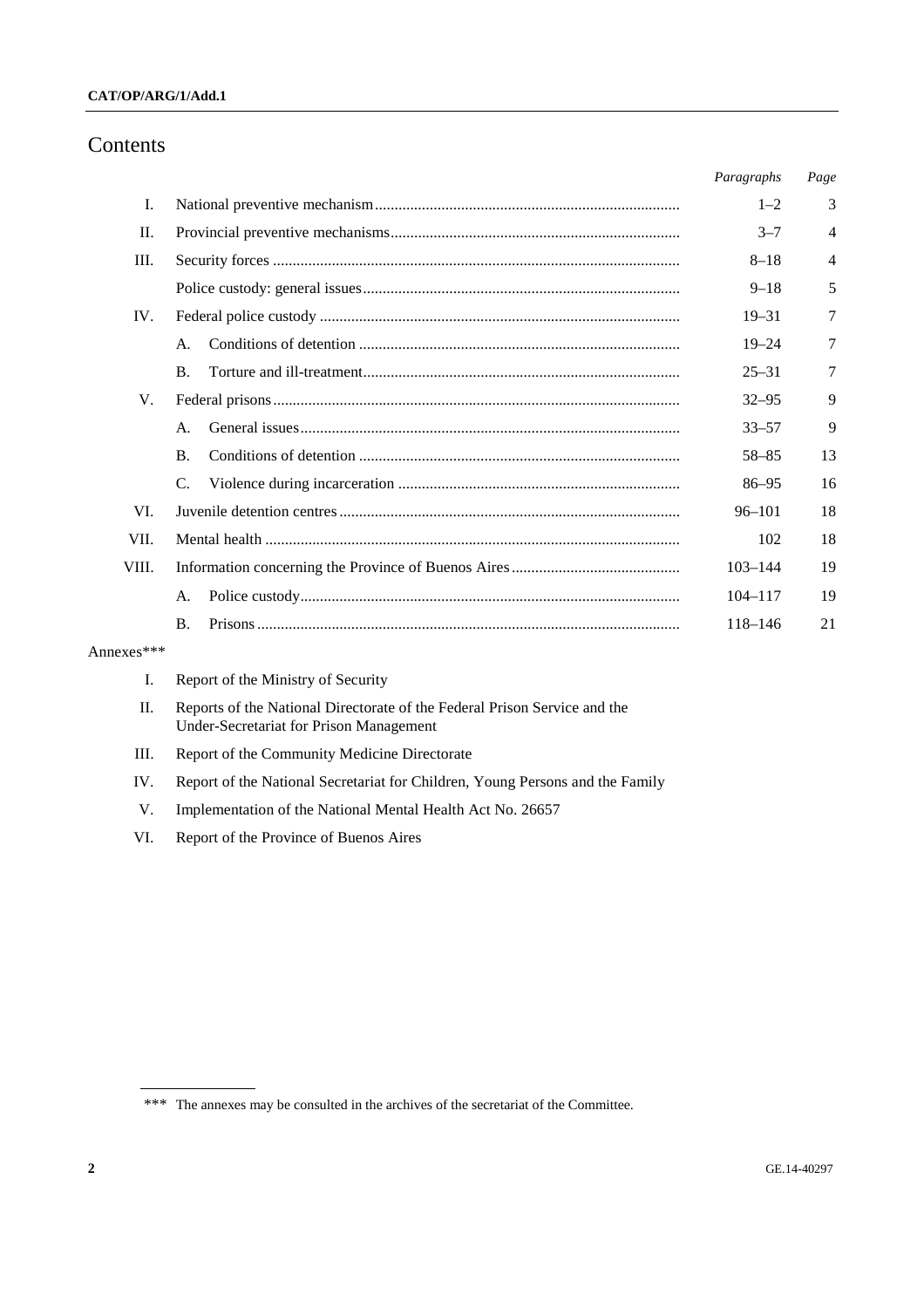# Contents

| | | Paragraphs | Page |
|---|---|---|---|
| I. | National preventive mechanism | 1–2 | 3 |
| II. | Provincial preventive mechanisms | 3–7 | 4 |
| III. | Security forces | 8–18 | 4 |
| | Police custody: general issues | 9–18 | 5 |
| IV. | Federal police custody | 19–31 | 7 |
| | A. Conditions of detention | 19–24 | 7 |
| | B. Torture and ill-treatment | 25–31 | 7 |
| V. | Federal prisons | 32–95 | 9 |
| | A. General issues | 33–57 | 9 |
| | B. Conditions of detention | 58–85 | 13 |
| | C. Violence during incarceration | 86–95 | 16 |
| VI. | Juvenile detention centres | 96–101 | 18 |
| VII. | Mental health | 102 | 18 |
| VIII. | Information concerning the Province of Buenos Aires | 103–144 | 19 |
| | A. Police custody | 104–117 | 19 |
| | B. Prisons | 118–146 | 21 |

Annexes***

I. Report of the Ministry of Security

II. Reports of the National Directorate of the Federal Prison Service and the Under-Secretariat for Prison Management

III. Report of the Community Medicine Directorate

IV. Report of the National Secretariat for Children, Young Persons and the Family

V. Implementation of the National Mental Health Act No. 26657

VI. Report of the Province of Buenos Aires

*** The annexes may be consulted in the archives of the secretariat of the Committee.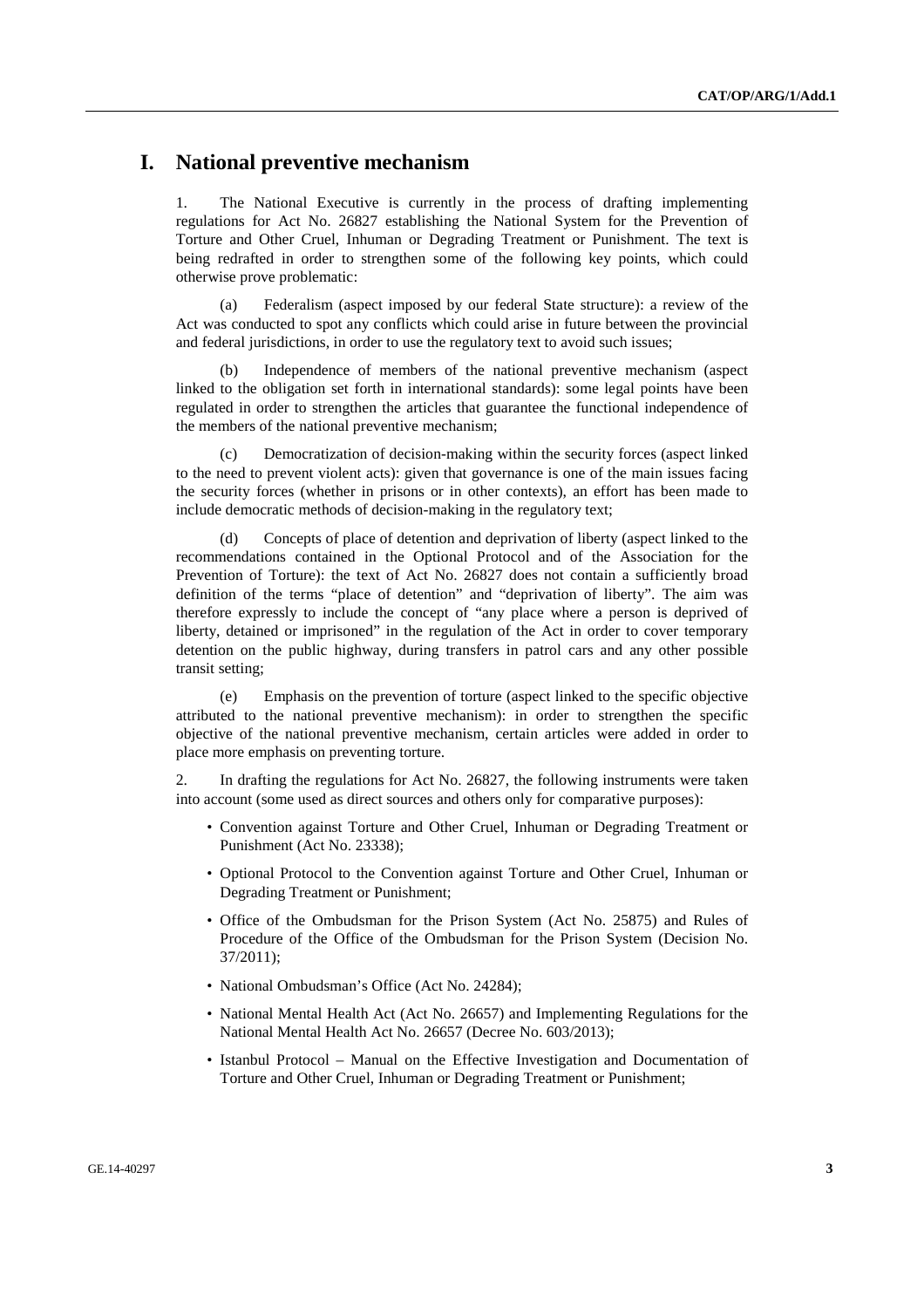# I. National preventive mechanism

1. The National Executive is currently in the process of drafting implementing regulations for Act No. 26827 establishing the National System for the Prevention of Torture and Other Cruel, Inhuman or Degrading Treatment or Punishment. The text is being redrafted in order to strengthen some of the following key points, which could otherwise prove problematic:

(a) Federalism (aspect imposed by our federal State structure): a review of the Act was conducted to spot any conflicts which could arise in future between the provincial and federal jurisdictions, in order to use the regulatory text to avoid such issues;

(b) Independence of members of the national preventive mechanism (aspect linked to the obligation set forth in international standards): some legal points have been regulated in order to strengthen the articles that guarantee the functional independence of the members of the national preventive mechanism;

(c) Democratization of decision-making within the security forces (aspect linked to the need to prevent violent acts): given that governance is one of the main issues facing the security forces (whether in prisons or in other contexts), an effort has been made to include democratic methods of decision-making in the regulatory text;

(d) Concepts of place of detention and deprivation of liberty (aspect linked to the recommendations contained in the Optional Protocol and of the Association for the Prevention of Torture): the text of Act No. 26827 does not contain a sufficiently broad definition of the terms "place of detention" and "deprivation of liberty". The aim was therefore expressly to include the concept of "any place where a person is deprived of liberty, detained or imprisoned" in the regulation of the Act in order to cover temporary detention on the public highway, during transfers in patrol cars and any other possible transit setting;

(e) Emphasis on the prevention of torture (aspect linked to the specific objective attributed to the national preventive mechanism): in order to strengthen the specific objective of the national preventive mechanism, certain articles were added in order to place more emphasis on preventing torture.

2. In drafting the regulations for Act No. 26827, the following instruments were taken into account (some used as direct sources and others only for comparative purposes):

- Convention against Torture and Other Cruel, Inhuman or Degrading Treatment or Punishment (Act No. 23338);
- Optional Protocol to the Convention against Torture and Other Cruel, Inhuman or Degrading Treatment or Punishment;
- Office of the Ombudsman for the Prison System (Act No. 25875) and Rules of Procedure of the Office of the Ombudsman for the Prison System (Decision No. 37/2011);
- National Ombudsman's Office (Act No. 24284);
- National Mental Health Act (Act No. 26657) and Implementing Regulations for the National Mental Health Act No. 26657 (Decree No. 603/2013);
- Istanbul Protocol – Manual on the Effective Investigation and Documentation of Torture and Other Cruel, Inhuman or Degrading Treatment or Punishment;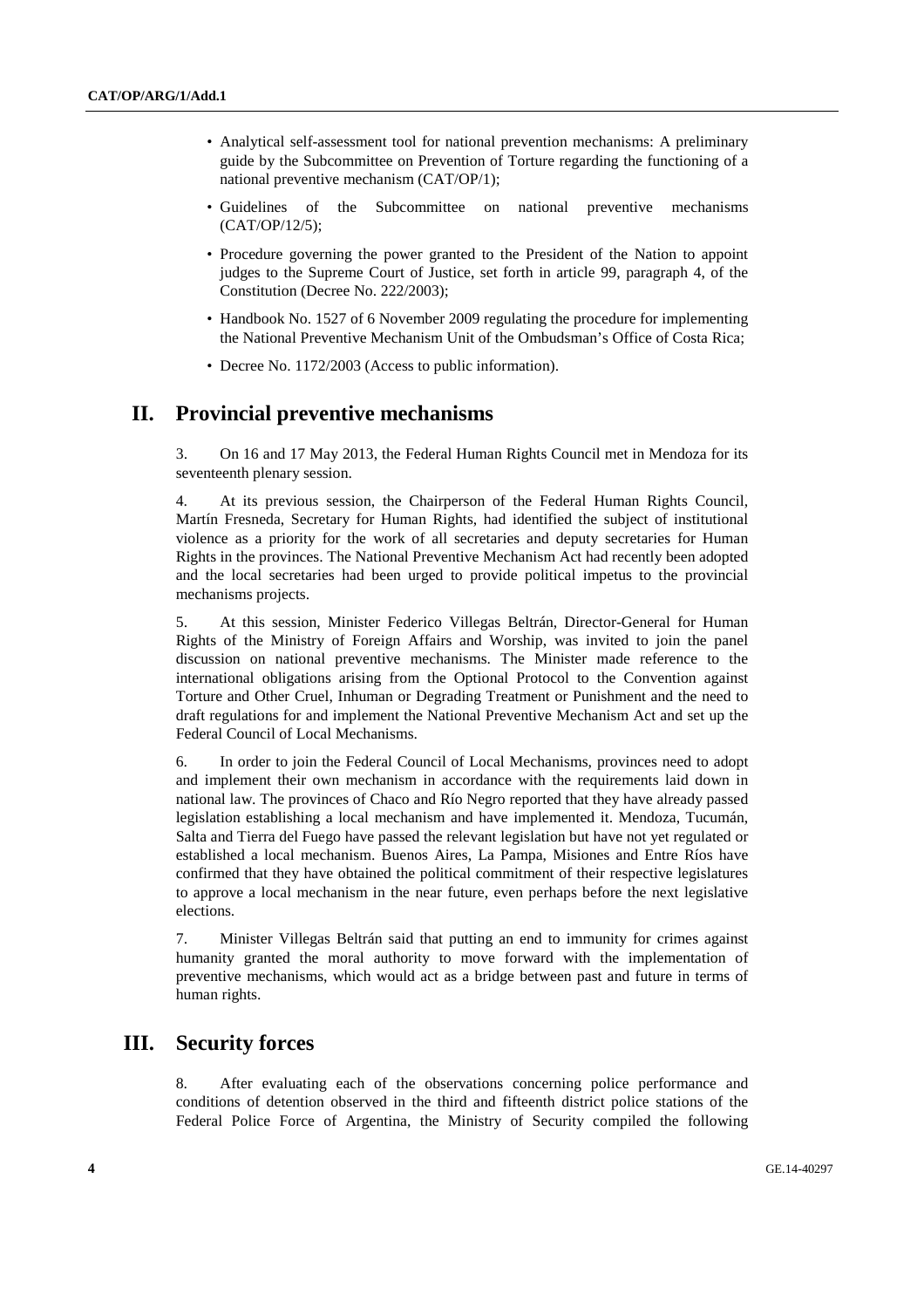- Analytical self-assessment tool for national prevention mechanisms: A preliminary guide by the Subcommittee on Prevention of Torture regarding the functioning of a national preventive mechanism (CAT/OP/1);
- Guidelines of the Subcommittee on national preventive mechanisms (CAT/OP/12/5);
- Procedure governing the power granted to the President of the Nation to appoint judges to the Supreme Court of Justice, set forth in article 99, paragraph 4, of the Constitution (Decree No. 222/2003);
- Handbook No. 1527 of 6 November 2009 regulating the procedure for implementing the National Preventive Mechanism Unit of the Ombudsman's Office of Costa Rica;
- Decree No. 1172/2003 (Access to public information).

## II. Provincial preventive mechanisms

3. On 16 and 17 May 2013, the Federal Human Rights Council met in Mendoza for its seventeenth plenary session.

4. At its previous session, the Chairperson of the Federal Human Rights Council, Martín Fresneda, Secretary for Human Rights, had identified the subject of institutional violence as a priority for the work of all secretaries and deputy secretaries for Human Rights in the provinces. The National Preventive Mechanism Act had recently been adopted and the local secretaries had been urged to provide political impetus to the provincial mechanisms projects.

5. At this session, Minister Federico Villegas Beltrán, Director-General for Human Rights of the Ministry of Foreign Affairs and Worship, was invited to join the panel discussion on national preventive mechanisms. The Minister made reference to the international obligations arising from the Optional Protocol to the Convention against Torture and Other Cruel, Inhuman or Degrading Treatment or Punishment and the need to draft regulations for and implement the National Preventive Mechanism Act and set up the Federal Council of Local Mechanisms.

6. In order to join the Federal Council of Local Mechanisms, provinces need to adopt and implement their own mechanism in accordance with the requirements laid down in national law. The provinces of Chaco and Río Negro reported that they have already passed legislation establishing a local mechanism and have implemented it. Mendoza, Tucumán, Salta and Tierra del Fuego have passed the relevant legislation but have not yet regulated or established a local mechanism. Buenos Aires, La Pampa, Misiones and Entre Ríos have confirmed that they have obtained the political commitment of their respective legislatures to approve a local mechanism in the near future, even perhaps before the next legislative elections.

7. Minister Villegas Beltrán said that putting an end to immunity for crimes against humanity granted the moral authority to move forward with the implementation of preventive mechanisms, which would act as a bridge between past and future in terms of human rights.

## III. Security forces

8. After evaluating each of the observations concerning police performance and conditions of detention observed in the third and fifteenth district police stations of the Federal Police Force of Argentina, the Ministry of Security compiled the following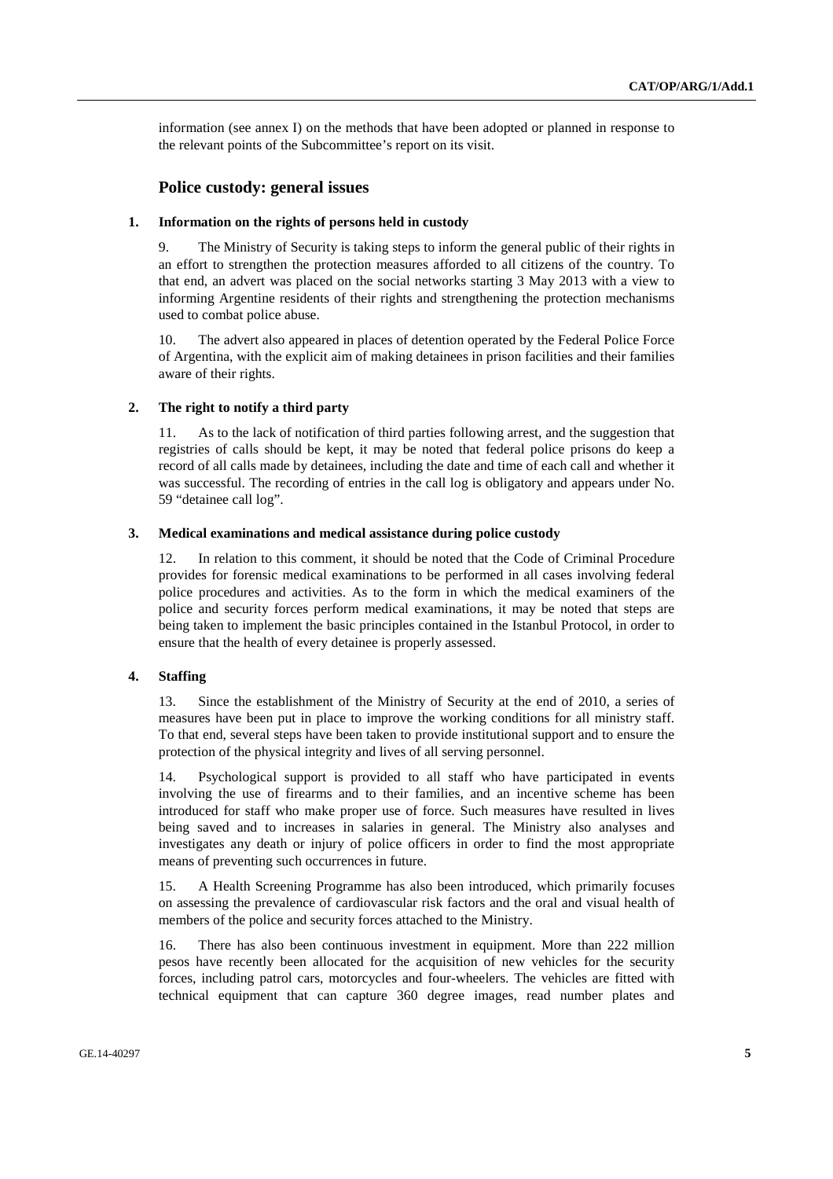information (see annex I) on the methods that have been adopted or planned in response to the relevant points of the Subcommittee's report on its visit.

## Police custody: general issues

### 1. Information on the rights of persons held in custody

9. The Ministry of Security is taking steps to inform the general public of their rights in an effort to strengthen the protection measures afforded to all citizens of the country. To that end, an advert was placed on the social networks starting 3 May 2013 with a view to informing Argentine residents of their rights and strengthening the protection mechanisms used to combat police abuse.

10. The advert also appeared in places of detention operated by the Federal Police Force of Argentina, with the explicit aim of making detainees in prison facilities and their families aware of their rights.

### 2. The right to notify a third party

11. As to the lack of notification of third parties following arrest, and the suggestion that registries of calls should be kept, it may be noted that federal police prisons do keep a record of all calls made by detainees, including the date and time of each call and whether it was successful. The recording of entries in the call log is obligatory and appears under No. 59 "detainee call log".

### 3. Medical examinations and medical assistance during police custody

12. In relation to this comment, it should be noted that the Code of Criminal Procedure provides for forensic medical examinations to be performed in all cases involving federal police procedures and activities. As to the form in which the medical examiners of the police and security forces perform medical examinations, it may be noted that steps are being taken to implement the basic principles contained in the Istanbul Protocol, in order to ensure that the health of every detainee is properly assessed.

### 4. Staffing

13. Since the establishment of the Ministry of Security at the end of 2010, a series of measures have been put in place to improve the working conditions for all ministry staff. To that end, several steps have been taken to provide institutional support and to ensure the protection of the physical integrity and lives of all serving personnel.

14. Psychological support is provided to all staff who have participated in events involving the use of firearms and to their families, and an incentive scheme has been introduced for staff who make proper use of force. Such measures have resulted in lives being saved and to increases in salaries in general. The Ministry also analyses and investigates any death or injury of police officers in order to find the most appropriate means of preventing such occurrences in future.

15. A Health Screening Programme has also been introduced, which primarily focuses on assessing the prevalence of cardiovascular risk factors and the oral and visual health of members of the police and security forces attached to the Ministry.

16. There has also been continuous investment in equipment. More than 222 million pesos have recently been allocated for the acquisition of new vehicles for the security forces, including patrol cars, motorcycles and four-wheelers. The vehicles are fitted with technical equipment that can capture 360 degree images, read number plates and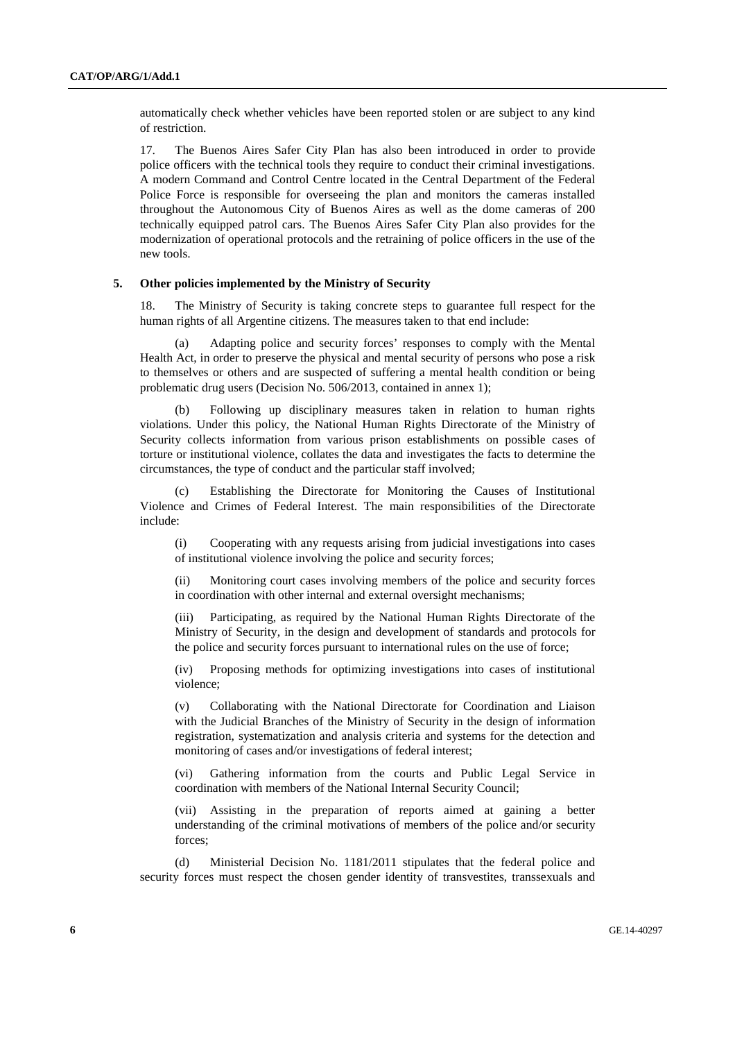automatically check whether vehicles have been reported stolen or are subject to any kind of restriction.

17. The Buenos Aires Safer City Plan has also been introduced in order to provide police officers with the technical tools they require to conduct their criminal investigations. A modern Command and Control Centre located in the Central Department of the Federal Police Force is responsible for overseeing the plan and monitors the cameras installed throughout the Autonomous City of Buenos Aires as well as the dome cameras of 200 technically equipped patrol cars. The Buenos Aires Safer City Plan also provides for the modernization of operational protocols and the retraining of police officers in the use of the new tools.

### 5. Other policies implemented by the Ministry of Security

18. The Ministry of Security is taking concrete steps to guarantee full respect for the human rights of all Argentine citizens. The measures taken to that end include:

(a) Adapting police and security forces' responses to comply with the Mental Health Act, in order to preserve the physical and mental security of persons who pose a risk to themselves or others and are suspected of suffering a mental health condition or being problematic drug users (Decision No. 506/2013, contained in annex 1);

(b) Following up disciplinary measures taken in relation to human rights violations. Under this policy, the National Human Rights Directorate of the Ministry of Security collects information from various prison establishments on possible cases of torture or institutional violence, collates the data and investigates the facts to determine the circumstances, the type of conduct and the particular staff involved;

(c) Establishing the Directorate for Monitoring the Causes of Institutional Violence and Crimes of Federal Interest. The main responsibilities of the Directorate include:

(i) Cooperating with any requests arising from judicial investigations into cases of institutional violence involving the police and security forces;

(ii) Monitoring court cases involving members of the police and security forces in coordination with other internal and external oversight mechanisms;

(iii) Participating, as required by the National Human Rights Directorate of the Ministry of Security, in the design and development of standards and protocols for the police and security forces pursuant to international rules on the use of force;

(iv) Proposing methods for optimizing investigations into cases of institutional violence;

(v) Collaborating with the National Directorate for Coordination and Liaison with the Judicial Branches of the Ministry of Security in the design of information registration, systematization and analysis criteria and systems for the detection and monitoring of cases and/or investigations of federal interest;

(vi) Gathering information from the courts and Public Legal Service in coordination with members of the National Internal Security Council;

(vii) Assisting in the preparation of reports aimed at gaining a better understanding of the criminal motivations of members of the police and/or security forces;

(d) Ministerial Decision No. 1181/2011 stipulates that the federal police and security forces must respect the chosen gender identity of transvestites, transsexuals and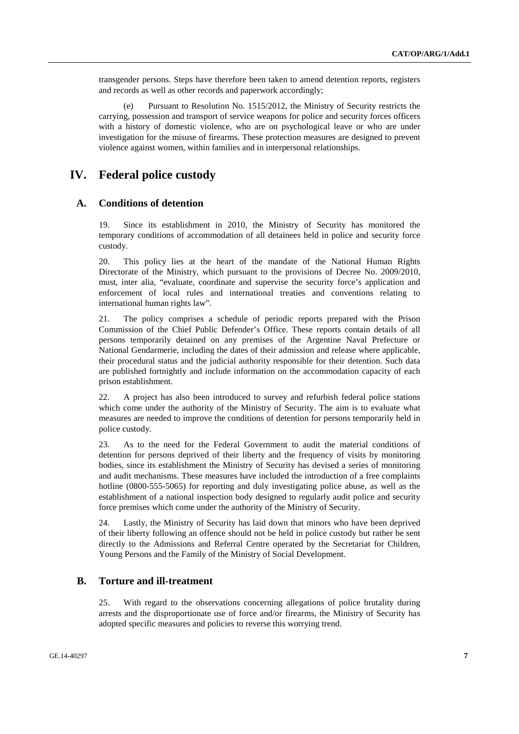transgender persons. Steps have therefore been taken to amend detention reports, registers and records as well as other records and paperwork accordingly;

(e) Pursuant to Resolution No. 1515/2012, the Ministry of Security restricts the carrying, possession and transport of service weapons for police and security forces officers with a history of domestic violence, who are on psychological leave or who are under investigation for the misuse of firearms. These protection measures are designed to prevent violence against women, within families and in interpersonal relationships.

# IV. Federal police custody

## A. Conditions of detention

19. Since its establishment in 2010, the Ministry of Security has monitored the temporary conditions of accommodation of all detainees held in police and security force custody.

20. This policy lies at the heart of the mandate of the National Human Rights Directorate of the Ministry, which pursuant to the provisions of Decree No. 2009/2010, must, inter alia, "evaluate, coordinate and supervise the security force's application and enforcement of local rules and international treaties and conventions relating to international human rights law".

21. The policy comprises a schedule of periodic reports prepared with the Prison Commission of the Chief Public Defender's Office. These reports contain details of all persons temporarily detained on any premises of the Argentine Naval Prefecture or National Gendarmerie, including the dates of their admission and release where applicable, their procedural status and the judicial authority responsible for their detention. Such data are published fortnightly and include information on the accommodation capacity of each prison establishment.

22. A project has also been introduced to survey and refurbish federal police stations which come under the authority of the Ministry of Security. The aim is to evaluate what measures are needed to improve the conditions of detention for persons temporarily held in police custody.

23. As to the need for the Federal Government to audit the material conditions of detention for persons deprived of their liberty and the frequency of visits by monitoring bodies, since its establishment the Ministry of Security has devised a series of monitoring and audit mechanisms. These measures have included the introduction of a free complaints hotline (0800-555-5065) for reporting and duly investigating police abuse, as well as the establishment of a national inspection body designed to regularly audit police and security force premises which come under the authority of the Ministry of Security.

24. Lastly, the Ministry of Security has laid down that minors who have been deprived of their liberty following an offence should not be held in police custody but rather be sent directly to the Admissions and Referral Centre operated by the Secretariat for Children, Young Persons and the Family of the Ministry of Social Development.

## B. Torture and ill-treatment

25. With regard to the observations concerning allegations of police brutality during arrests and the disproportionate use of force and/or firearms, the Ministry of Security has adopted specific measures and policies to reverse this worrying trend.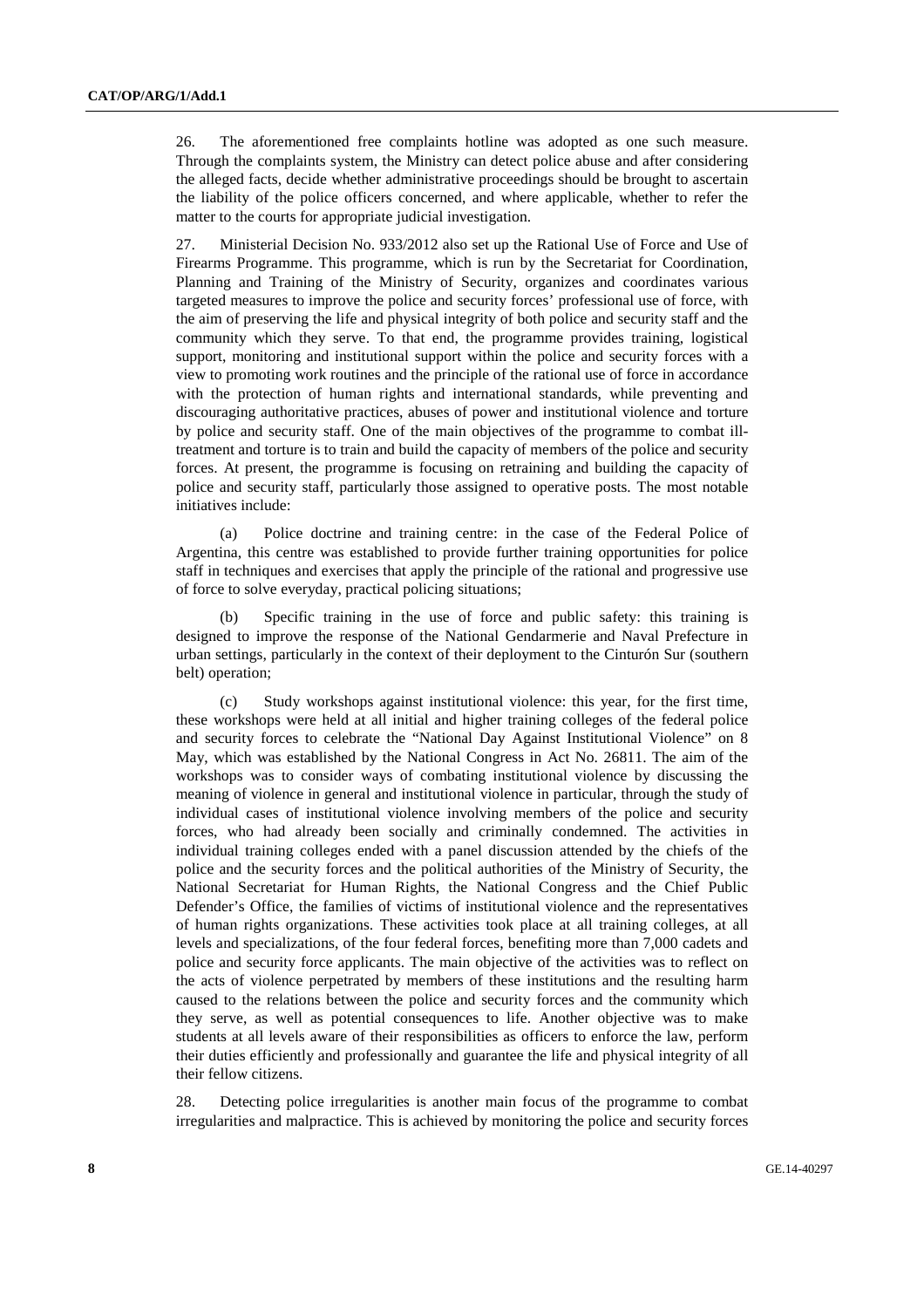26. The aforementioned free complaints hotline was adopted as one such measure. Through the complaints system, the Ministry can detect police abuse and after considering the alleged facts, decide whether administrative proceedings should be brought to ascertain the liability of the police officers concerned, and where applicable, whether to refer the matter to the courts for appropriate judicial investigation.

27. Ministerial Decision No. 933/2012 also set up the Rational Use of Force and Use of Firearms Programme. This programme, which is run by the Secretariat for Coordination, Planning and Training of the Ministry of Security, organizes and coordinates various targeted measures to improve the police and security forces' professional use of force, with the aim of preserving the life and physical integrity of both police and security staff and the community which they serve. To that end, the programme provides training, logistical support, monitoring and institutional support within the police and security forces with a view to promoting work routines and the principle of the rational use of force in accordance with the protection of human rights and international standards, while preventing and discouraging authoritative practices, abuses of power and institutional violence and torture by police and security staff. One of the main objectives of the programme to combat ill-treatment and torture is to train and build the capacity of members of the police and security forces. At present, the programme is focusing on retraining and building the capacity of police and security staff, particularly those assigned to operative posts. The most notable initiatives include:

(a) Police doctrine and training centre: in the case of the Federal Police of Argentina, this centre was established to provide further training opportunities for police staff in techniques and exercises that apply the principle of the rational and progressive use of force to solve everyday, practical policing situations;

(b) Specific training in the use of force and public safety: this training is designed to improve the response of the National Gendarmerie and Naval Prefecture in urban settings, particularly in the context of their deployment to the Cinturón Sur (southern belt) operation;

(c) Study workshops against institutional violence: this year, for the first time, these workshops were held at all initial and higher training colleges of the federal police and security forces to celebrate the "National Day Against Institutional Violence" on 8 May, which was established by the National Congress in Act No. 26811. The aim of the workshops was to consider ways of combating institutional violence by discussing the meaning of violence in general and institutional violence in particular, through the study of individual cases of institutional violence involving members of the police and security forces, who had already been socially and criminally condemned. The activities in individual training colleges ended with a panel discussion attended by the chiefs of the police and the security forces and the political authorities of the Ministry of Security, the National Secretariat for Human Rights, the National Congress and the Chief Public Defender's Office, the families of victims of institutional violence and the representatives of human rights organizations. These activities took place at all training colleges, at all levels and specializations, of the four federal forces, benefiting more than 7,000 cadets and police and security force applicants. The main objective of the activities was to reflect on the acts of violence perpetrated by members of these institutions and the resulting harm caused to the relations between the police and security forces and the community which they serve, as well as potential consequences to life. Another objective was to make students at all levels aware of their responsibilities as officers to enforce the law, perform their duties efficiently and professionally and guarantee the life and physical integrity of all their fellow citizens.

28. Detecting police irregularities is another main focus of the programme to combat irregularities and malpractice. This is achieved by monitoring the police and security forces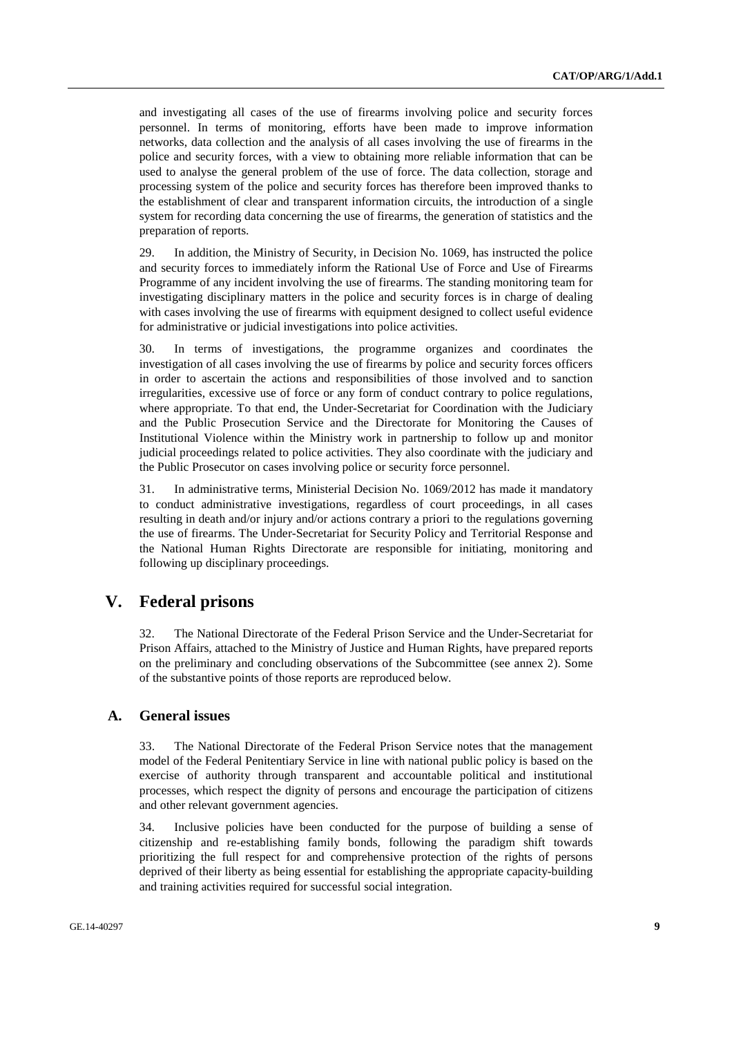and investigating all cases of the use of firearms involving police and security forces personnel. In terms of monitoring, efforts have been made to improve information networks, data collection and the analysis of all cases involving the use of firearms in the police and security forces, with a view to obtaining more reliable information that can be used to analyse the general problem of the use of force. The data collection, storage and processing system of the police and security forces has therefore been improved thanks to the establishment of clear and transparent information circuits, the introduction of a single system for recording data concerning the use of firearms, the generation of statistics and the preparation of reports.

29. In addition, the Ministry of Security, in Decision No. 1069, has instructed the police and security forces to immediately inform the Rational Use of Force and Use of Firearms Programme of any incident involving the use of firearms. The standing monitoring team for investigating disciplinary matters in the police and security forces is in charge of dealing with cases involving the use of firearms with equipment designed to collect useful evidence for administrative or judicial investigations into police activities.

30. In terms of investigations, the programme organizes and coordinates the investigation of all cases involving the use of firearms by police and security forces officers in order to ascertain the actions and responsibilities of those involved and to sanction irregularities, excessive use of force or any form of conduct contrary to police regulations, where appropriate. To that end, the Under-Secretariat for Coordination with the Judiciary and the Public Prosecution Service and the Directorate for Monitoring the Causes of Institutional Violence within the Ministry work in partnership to follow up and monitor judicial proceedings related to police activities. They also coordinate with the judiciary and the Public Prosecutor on cases involving police or security force personnel.

31. In administrative terms, Ministerial Decision No. 1069/2012 has made it mandatory to conduct administrative investigations, regardless of court proceedings, in all cases resulting in death and/or injury and/or actions contrary a priori to the regulations governing the use of firearms. The Under-Secretariat for Security Policy and Territorial Response and the National Human Rights Directorate are responsible for initiating, monitoring and following up disciplinary proceedings.

# V. Federal prisons

32. The National Directorate of the Federal Prison Service and the Under-Secretariat for Prison Affairs, attached to the Ministry of Justice and Human Rights, have prepared reports on the preliminary and concluding observations of the Subcommittee (see annex 2). Some of the substantive points of those reports are reproduced below.

## A. General issues

33. The National Directorate of the Federal Prison Service notes that the management model of the Federal Penitentiary Service in line with national public policy is based on the exercise of authority through transparent and accountable political and institutional processes, which respect the dignity of persons and encourage the participation of citizens and other relevant government agencies.

34. Inclusive policies have been conducted for the purpose of building a sense of citizenship and re-establishing family bonds, following the paradigm shift towards prioritizing the full respect for and comprehensive protection of the rights of persons deprived of their liberty as being essential for establishing the appropriate capacity-building and training activities required for successful social integration.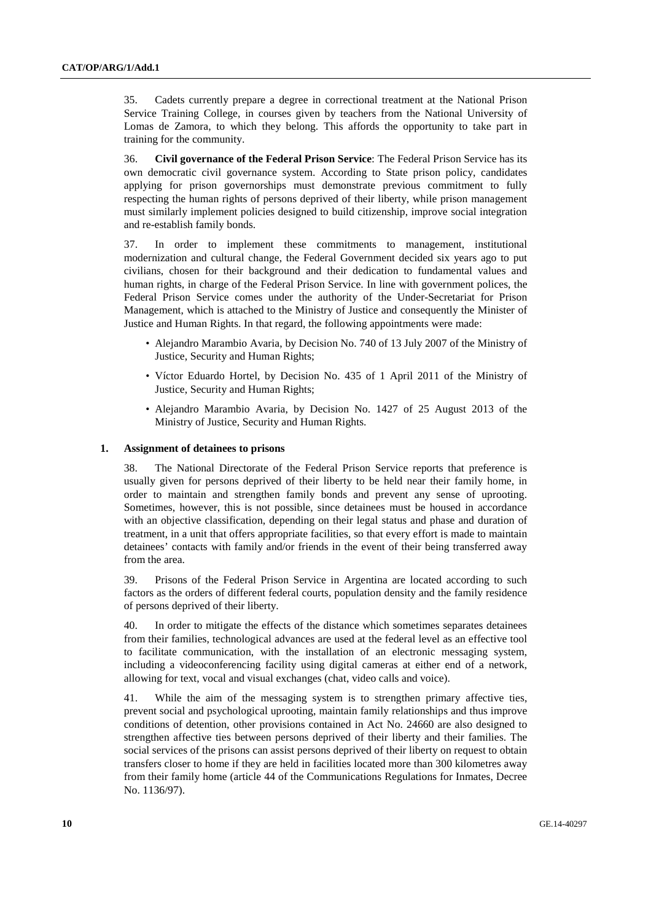35. Cadets currently prepare a degree in correctional treatment at the National Prison Service Training College, in courses given by teachers from the National University of Lomas de Zamora, to which they belong. This affords the opportunity to take part in training for the community.

36. **Civil governance of the Federal Prison Service**: The Federal Prison Service has its own democratic civil governance system. According to State prison policy, candidates applying for prison governorships must demonstrate previous commitment to fully respecting the human rights of persons deprived of their liberty, while prison management must similarly implement policies designed to build citizenship, improve social integration and re-establish family bonds.

37. In order to implement these commitments to management, institutional modernization and cultural change, the Federal Government decided six years ago to put civilians, chosen for their background and their dedication to fundamental values and human rights, in charge of the Federal Prison Service. In line with government polices, the Federal Prison Service comes under the authority of the Under-Secretariat for Prison Management, which is attached to the Ministry of Justice and consequently the Minister of Justice and Human Rights. In that regard, the following appointments were made:

- Alejandro Marambio Avaria, by Decision No. 740 of 13 July 2007 of the Ministry of Justice, Security and Human Rights;
- Víctor Eduardo Hortel, by Decision No. 435 of 1 April 2011 of the Ministry of Justice, Security and Human Rights;
- Alejandro Marambio Avaria, by Decision No. 1427 of 25 August 2013 of the Ministry of Justice, Security and Human Rights.

### 1. Assignment of detainees to prisons

38. The National Directorate of the Federal Prison Service reports that preference is usually given for persons deprived of their liberty to be held near their family home, in order to maintain and strengthen family bonds and prevent any sense of uprooting. Sometimes, however, this is not possible, since detainees must be housed in accordance with an objective classification, depending on their legal status and phase and duration of treatment, in a unit that offers appropriate facilities, so that every effort is made to maintain detainees' contacts with family and/or friends in the event of their being transferred away from the area.

39. Prisons of the Federal Prison Service in Argentina are located according to such factors as the orders of different federal courts, population density and the family residence of persons deprived of their liberty.

40. In order to mitigate the effects of the distance which sometimes separates detainees from their families, technological advances are used at the federal level as an effective tool to facilitate communication, with the installation of an electronic messaging system, including a videoconferencing facility using digital cameras at either end of a network, allowing for text, vocal and visual exchanges (chat, video calls and voice).

41. While the aim of the messaging system is to strengthen primary affective ties, prevent social and psychological uprooting, maintain family relationships and thus improve conditions of detention, other provisions contained in Act No. 24660 are also designed to strengthen affective ties between persons deprived of their liberty and their families. The social services of the prisons can assist persons deprived of their liberty on request to obtain transfers closer to home if they are held in facilities located more than 300 kilometres away from their family home (article 44 of the Communications Regulations for Inmates, Decree No. 1136/97).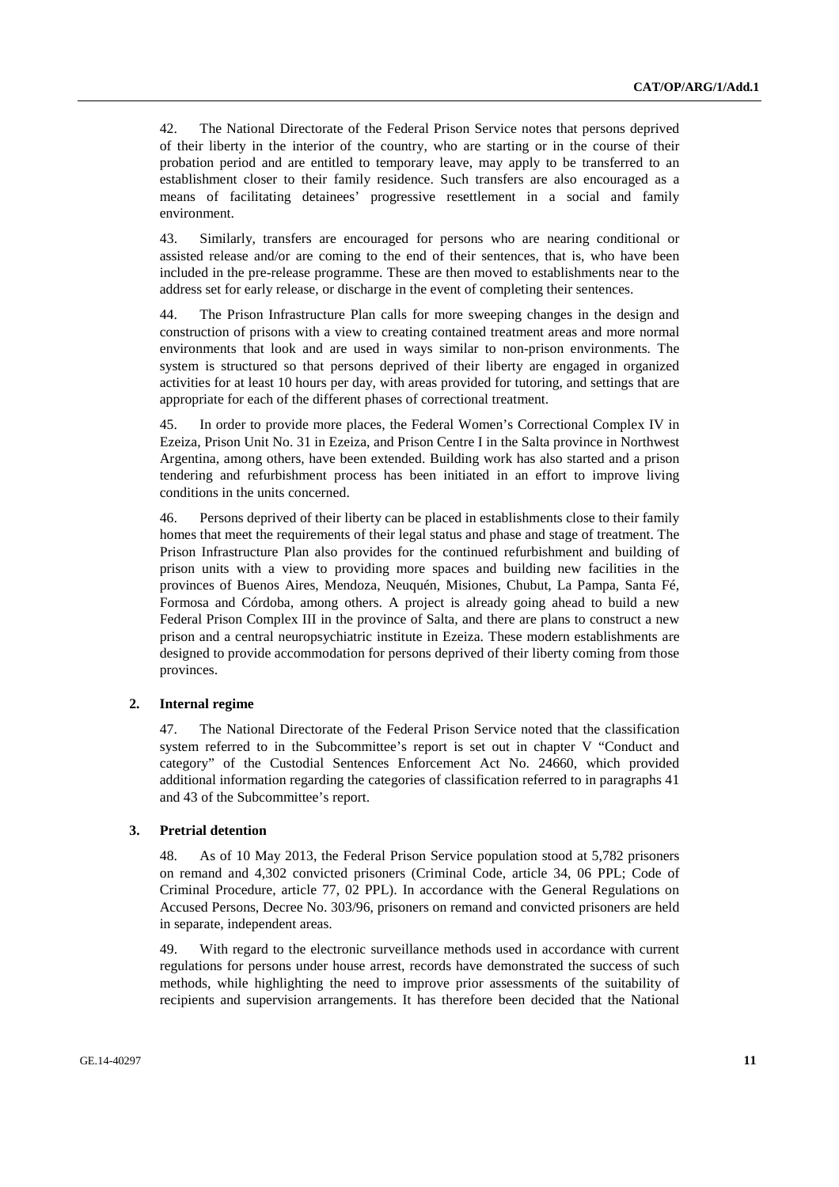42. The National Directorate of the Federal Prison Service notes that persons deprived of their liberty in the interior of the country, who are starting or in the course of their probation period and are entitled to temporary leave, may apply to be transferred to an establishment closer to their family residence. Such transfers are also encouraged as a means of facilitating detainees' progressive resettlement in a social and family environment.

43. Similarly, transfers are encouraged for persons who are nearing conditional or assisted release and/or are coming to the end of their sentences, that is, who have been included in the pre-release programme. These are then moved to establishments near to the address set for early release, or discharge in the event of completing their sentences.

44. The Prison Infrastructure Plan calls for more sweeping changes in the design and construction of prisons with a view to creating contained treatment areas and more normal environments that look and are used in ways similar to non-prison environments. The system is structured so that persons deprived of their liberty are engaged in organized activities for at least 10 hours per day, with areas provided for tutoring, and settings that are appropriate for each of the different phases of correctional treatment.

45. In order to provide more places, the Federal Women's Correctional Complex IV in Ezeiza, Prison Unit No. 31 in Ezeiza, and Prison Centre I in the Salta province in Northwest Argentina, among others, have been extended. Building work has also started and a prison tendering and refurbishment process has been initiated in an effort to improve living conditions in the units concerned.

46. Persons deprived of their liberty can be placed in establishments close to their family homes that meet the requirements of their legal status and phase and stage of treatment. The Prison Infrastructure Plan also provides for the continued refurbishment and building of prison units with a view to providing more spaces and building new facilities in the provinces of Buenos Aires, Mendoza, Neuquén, Misiones, Chubut, La Pampa, Santa Fé, Formosa and Córdoba, among others. A project is already going ahead to build a new Federal Prison Complex III in the province of Salta, and there are plans to construct a new prison and a central neuropsychiatric institute in Ezeiza. These modern establishments are designed to provide accommodation for persons deprived of their liberty coming from those provinces.

## 2. Internal regime

47. The National Directorate of the Federal Prison Service noted that the classification system referred to in the Subcommittee's report is set out in chapter V "Conduct and category" of the Custodial Sentences Enforcement Act No. 24660, which provided additional information regarding the categories of classification referred to in paragraphs 41 and 43 of the Subcommittee's report.

## 3. Pretrial detention

48. As of 10 May 2013, the Federal Prison Service population stood at 5,782 prisoners on remand and 4,302 convicted prisoners (Criminal Code, article 34, 06 PPL; Code of Criminal Procedure, article 77, 02 PPL). In accordance with the General Regulations on Accused Persons, Decree No. 303/96, prisoners on remand and convicted prisoners are held in separate, independent areas.

49. With regard to the electronic surveillance methods used in accordance with current regulations for persons under house arrest, records have demonstrated the success of such methods, while highlighting the need to improve prior assessments of the suitability of recipients and supervision arrangements. It has therefore been decided that the National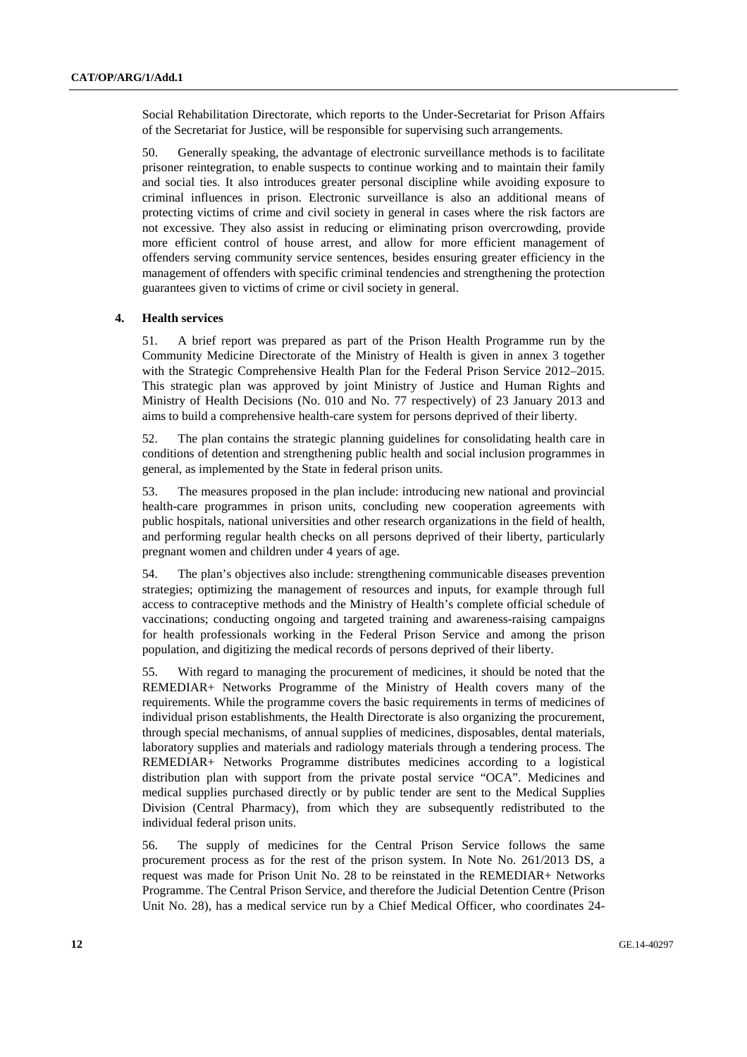Social Rehabilitation Directorate, which reports to the Under-Secretariat for Prison Affairs of the Secretariat for Justice, will be responsible for supervising such arrangements.

50. Generally speaking, the advantage of electronic surveillance methods is to facilitate prisoner reintegration, to enable suspects to continue working and to maintain their family and social ties. It also introduces greater personal discipline while avoiding exposure to criminal influences in prison. Electronic surveillance is also an additional means of protecting victims of crime and civil society in general in cases where the risk factors are not excessive. They also assist in reducing or eliminating prison overcrowding, provide more efficient control of house arrest, and allow for more efficient management of offenders serving community service sentences, besides ensuring greater efficiency in the management of offenders with specific criminal tendencies and strengthening the protection guarantees given to victims of crime or civil society in general.

### 4. Health services

51. A brief report was prepared as part of the Prison Health Programme run by the Community Medicine Directorate of the Ministry of Health is given in annex 3 together with the Strategic Comprehensive Health Plan for the Federal Prison Service 2012–2015. This strategic plan was approved by joint Ministry of Justice and Human Rights and Ministry of Health Decisions (No. 010 and No. 77 respectively) of 23 January 2013 and aims to build a comprehensive health-care system for persons deprived of their liberty.

52. The plan contains the strategic planning guidelines for consolidating health care in conditions of detention and strengthening public health and social inclusion programmes in general, as implemented by the State in federal prison units.

53. The measures proposed in the plan include: introducing new national and provincial health-care programmes in prison units, concluding new cooperation agreements with public hospitals, national universities and other research organizations in the field of health, and performing regular health checks on all persons deprived of their liberty, particularly pregnant women and children under 4 years of age.

54. The plan's objectives also include: strengthening communicable diseases prevention strategies; optimizing the management of resources and inputs, for example through full access to contraceptive methods and the Ministry of Health's complete official schedule of vaccinations; conducting ongoing and targeted training and awareness-raising campaigns for health professionals working in the Federal Prison Service and among the prison population, and digitizing the medical records of persons deprived of their liberty.

55. With regard to managing the procurement of medicines, it should be noted that the REMEDIAR+ Networks Programme of the Ministry of Health covers many of the requirements. While the programme covers the basic requirements in terms of medicines of individual prison establishments, the Health Directorate is also organizing the procurement, through special mechanisms, of annual supplies of medicines, disposables, dental materials, laboratory supplies and materials and radiology materials through a tendering process. The REMEDIAR+ Networks Programme distributes medicines according to a logistical distribution plan with support from the private postal service "OCA". Medicines and medical supplies purchased directly or by public tender are sent to the Medical Supplies Division (Central Pharmacy), from which they are subsequently redistributed to the individual federal prison units.

56. The supply of medicines for the Central Prison Service follows the same procurement process as for the rest of the prison system. In Note No. 261/2013 DS, a request was made for Prison Unit No. 28 to be reinstated in the REMEDIAR+ Networks Programme. The Central Prison Service, and therefore the Judicial Detention Centre (Prison Unit No. 28), has a medical service run by a Chief Medical Officer, who coordinates 24-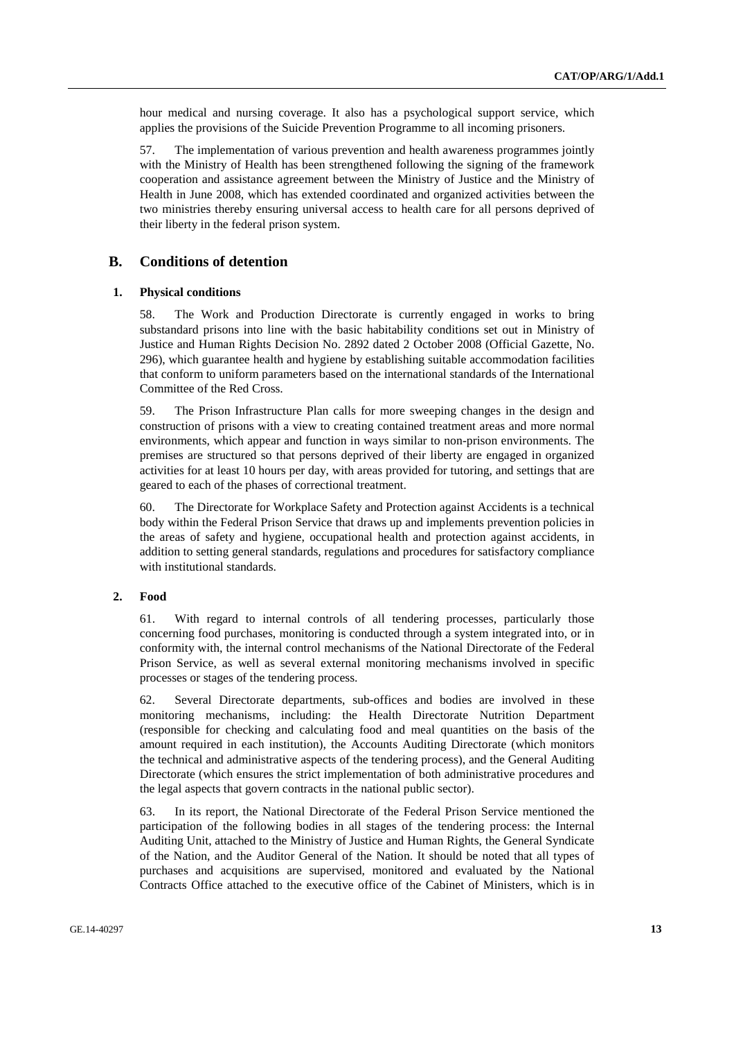hour medical and nursing coverage. It also has a psychological support service, which applies the provisions of the Suicide Prevention Programme to all incoming prisoners.

57. The implementation of various prevention and health awareness programmes jointly with the Ministry of Health has been strengthened following the signing of the framework cooperation and assistance agreement between the Ministry of Justice and the Ministry of Health in June 2008, which has extended coordinated and organized activities between the two ministries thereby ensuring universal access to health care for all persons deprived of their liberty in the federal prison system.

## B. Conditions of detention

### 1. Physical conditions

58. The Work and Production Directorate is currently engaged in works to bring substandard prisons into line with the basic habitability conditions set out in Ministry of Justice and Human Rights Decision No. 2892 dated 2 October 2008 (Official Gazette, No. 296), which guarantee health and hygiene by establishing suitable accommodation facilities that conform to uniform parameters based on the international standards of the International Committee of the Red Cross.

59. The Prison Infrastructure Plan calls for more sweeping changes in the design and construction of prisons with a view to creating contained treatment areas and more normal environments, which appear and function in ways similar to non-prison environments. The premises are structured so that persons deprived of their liberty are engaged in organized activities for at least 10 hours per day, with areas provided for tutoring, and settings that are geared to each of the phases of correctional treatment.

60. The Directorate for Workplace Safety and Protection against Accidents is a technical body within the Federal Prison Service that draws up and implements prevention policies in the areas of safety and hygiene, occupational health and protection against accidents, in addition to setting general standards, regulations and procedures for satisfactory compliance with institutional standards.

### 2. Food

61. With regard to internal controls of all tendering processes, particularly those concerning food purchases, monitoring is conducted through a system integrated into, or in conformity with, the internal control mechanisms of the National Directorate of the Federal Prison Service, as well as several external monitoring mechanisms involved in specific processes or stages of the tendering process.

62. Several Directorate departments, sub-offices and bodies are involved in these monitoring mechanisms, including: the Health Directorate Nutrition Department (responsible for checking and calculating food and meal quantities on the basis of the amount required in each institution), the Accounts Auditing Directorate (which monitors the technical and administrative aspects of the tendering process), and the General Auditing Directorate (which ensures the strict implementation of both administrative procedures and the legal aspects that govern contracts in the national public sector).

63. In its report, the National Directorate of the Federal Prison Service mentioned the participation of the following bodies in all stages of the tendering process: the Internal Auditing Unit, attached to the Ministry of Justice and Human Rights, the General Syndicate of the Nation, and the Auditor General of the Nation. It should be noted that all types of purchases and acquisitions are supervised, monitored and evaluated by the National Contracts Office attached to the executive office of the Cabinet of Ministers, which is in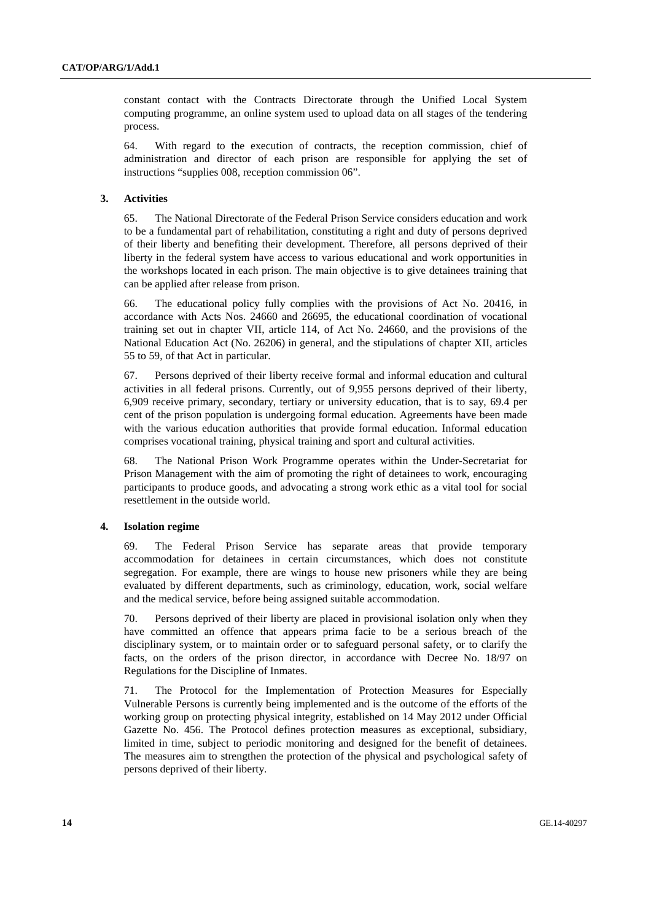constant contact with the Contracts Directorate through the Unified Local System computing programme, an online system used to upload data on all stages of the tendering process.

64. With regard to the execution of contracts, the reception commission, chief of administration and director of each prison are responsible for applying the set of instructions "supplies 008, reception commission 06".

### 3. Activities

65. The National Directorate of the Federal Prison Service considers education and work to be a fundamental part of rehabilitation, constituting a right and duty of persons deprived of their liberty and benefiting their development. Therefore, all persons deprived of their liberty in the federal system have access to various educational and work opportunities in the workshops located in each prison. The main objective is to give detainees training that can be applied after release from prison.

66. The educational policy fully complies with the provisions of Act No. 20416, in accordance with Acts Nos. 24660 and 26695, the educational coordination of vocational training set out in chapter VII, article 114, of Act No. 24660, and the provisions of the National Education Act (No. 26206) in general, and the stipulations of chapter XII, articles 55 to 59, of that Act in particular.

67. Persons deprived of their liberty receive formal and informal education and cultural activities in all federal prisons. Currently, out of 9,955 persons deprived of their liberty, 6,909 receive primary, secondary, tertiary or university education, that is to say, 69.4 per cent of the prison population is undergoing formal education. Agreements have been made with the various education authorities that provide formal education. Informal education comprises vocational training, physical training and sport and cultural activities.

68. The National Prison Work Programme operates within the Under-Secretariat for Prison Management with the aim of promoting the right of detainees to work, encouraging participants to produce goods, and advocating a strong work ethic as a vital tool for social resettlement in the outside world.

### 4. Isolation regime

69. The Federal Prison Service has separate areas that provide temporary accommodation for detainees in certain circumstances, which does not constitute segregation. For example, there are wings to house new prisoners while they are being evaluated by different departments, such as criminology, education, work, social welfare and the medical service, before being assigned suitable accommodation.

70. Persons deprived of their liberty are placed in provisional isolation only when they have committed an offence that appears prima facie to be a serious breach of the disciplinary system, or to maintain order or to safeguard personal safety, or to clarify the facts, on the orders of the prison director, in accordance with Decree No. 18/97 on Regulations for the Discipline of Inmates.

71. The Protocol for the Implementation of Protection Measures for Especially Vulnerable Persons is currently being implemented and is the outcome of the efforts of the working group on protecting physical integrity, established on 14 May 2012 under Official Gazette No. 456. The Protocol defines protection measures as exceptional, subsidiary, limited in time, subject to periodic monitoring and designed for the benefit of detainees. The measures aim to strengthen the protection of the physical and psychological safety of persons deprived of their liberty.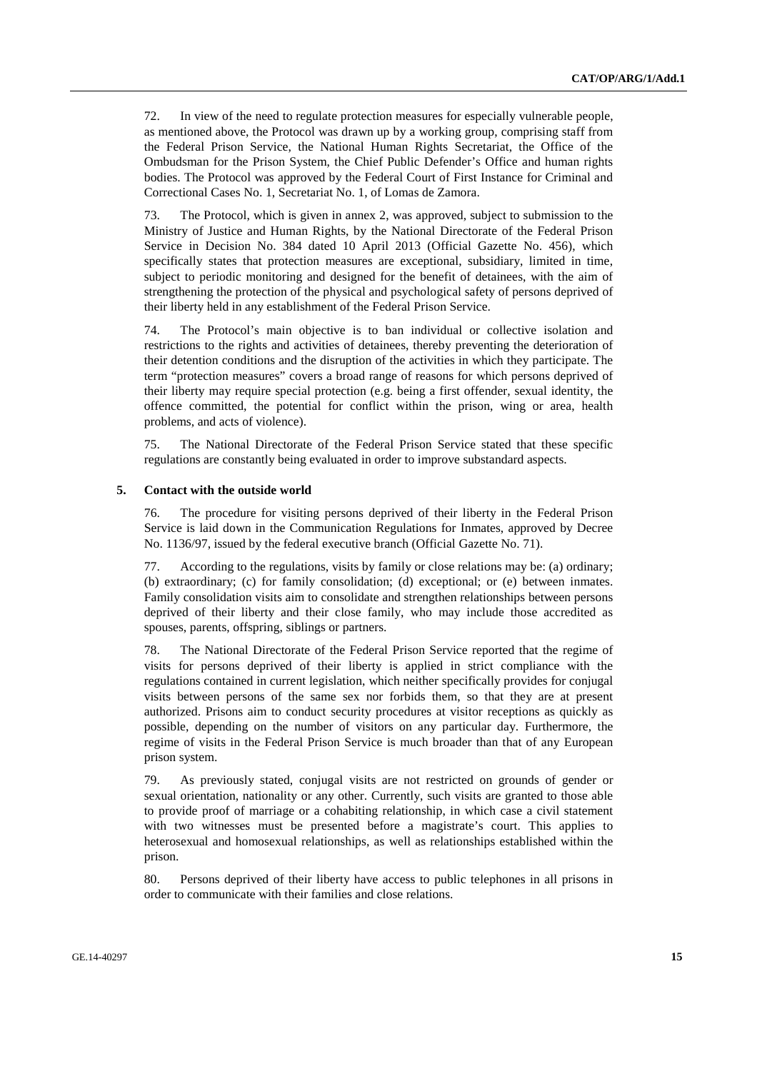72. In view of the need to regulate protection measures for especially vulnerable people, as mentioned above, the Protocol was drawn up by a working group, comprising staff from the Federal Prison Service, the National Human Rights Secretariat, the Office of the Ombudsman for the Prison System, the Chief Public Defender's Office and human rights bodies. The Protocol was approved by the Federal Court of First Instance for Criminal and Correctional Cases No. 1, Secretariat No. 1, of Lomas de Zamora.

73. The Protocol, which is given in annex 2, was approved, subject to submission to the Ministry of Justice and Human Rights, by the National Directorate of the Federal Prison Service in Decision No. 384 dated 10 April 2013 (Official Gazette No. 456), which specifically states that protection measures are exceptional, subsidiary, limited in time, subject to periodic monitoring and designed for the benefit of detainees, with the aim of strengthening the protection of the physical and psychological safety of persons deprived of their liberty held in any establishment of the Federal Prison Service.

74. The Protocol's main objective is to ban individual or collective isolation and restrictions to the rights and activities of detainees, thereby preventing the deterioration of their detention conditions and the disruption of the activities in which they participate. The term "protection measures" covers a broad range of reasons for which persons deprived of their liberty may require special protection (e.g. being a first offender, sexual identity, the offence committed, the potential for conflict within the prison, wing or area, health problems, and acts of violence).

75. The National Directorate of the Federal Prison Service stated that these specific regulations are constantly being evaluated in order to improve substandard aspects.

### 5. Contact with the outside world

76. The procedure for visiting persons deprived of their liberty in the Federal Prison Service is laid down in the Communication Regulations for Inmates, approved by Decree No. 1136/97, issued by the federal executive branch (Official Gazette No. 71).

77. According to the regulations, visits by family or close relations may be: (a) ordinary; (b) extraordinary; (c) for family consolidation; (d) exceptional; or (e) between inmates. Family consolidation visits aim to consolidate and strengthen relationships between persons deprived of their liberty and their close family, who may include those accredited as spouses, parents, offspring, siblings or partners.

78. The National Directorate of the Federal Prison Service reported that the regime of visits for persons deprived of their liberty is applied in strict compliance with the regulations contained in current legislation, which neither specifically provides for conjugal visits between persons of the same sex nor forbids them, so that they are at present authorized. Prisons aim to conduct security procedures at visitor receptions as quickly as possible, depending on the number of visitors on any particular day. Furthermore, the regime of visits in the Federal Prison Service is much broader than that of any European prison system.

79. As previously stated, conjugal visits are not restricted on grounds of gender or sexual orientation, nationality or any other. Currently, such visits are granted to those able to provide proof of marriage or a cohabiting relationship, in which case a civil statement with two witnesses must be presented before a magistrate's court. This applies to heterosexual and homosexual relationships, as well as relationships established within the prison.

80. Persons deprived of their liberty have access to public telephones in all prisons in order to communicate with their families and close relations.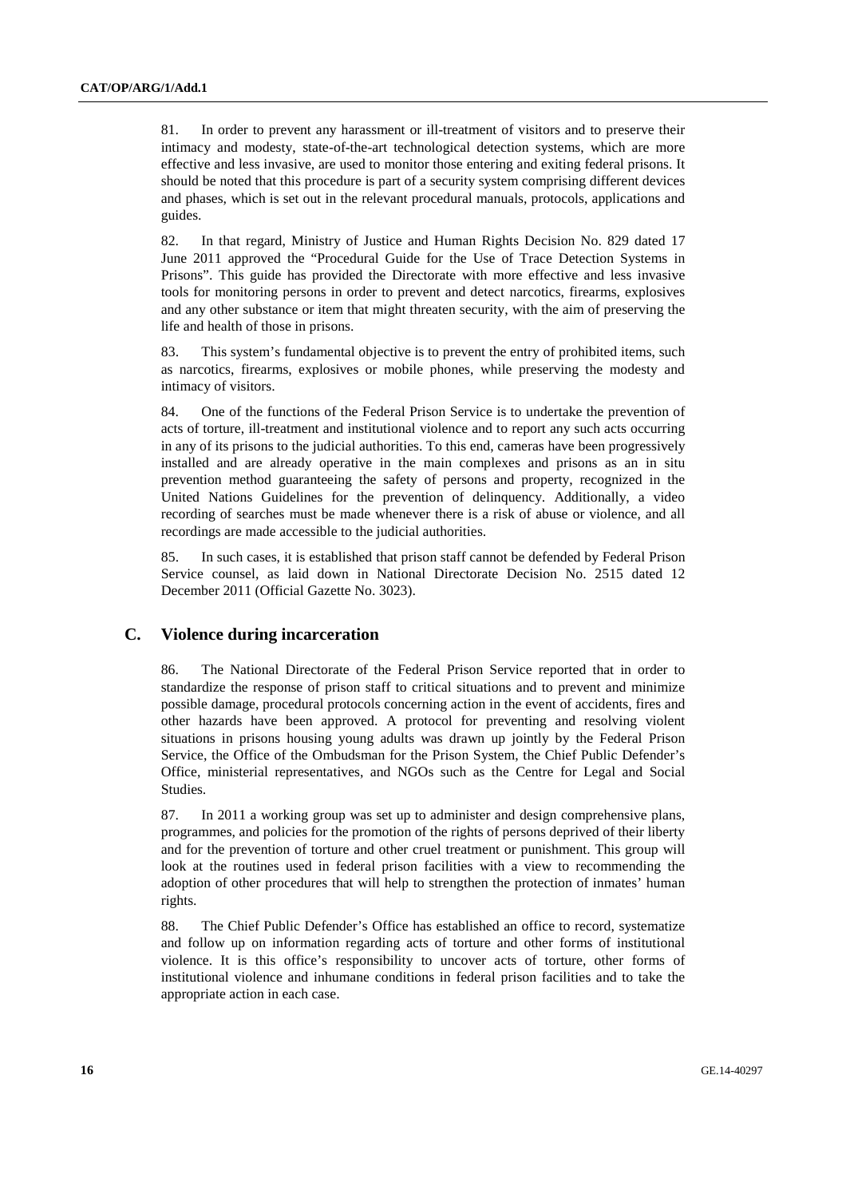81. In order to prevent any harassment or ill-treatment of visitors and to preserve their intimacy and modesty, state-of-the-art technological detection systems, which are more effective and less invasive, are used to monitor those entering and exiting federal prisons. It should be noted that this procedure is part of a security system comprising different devices and phases, which is set out in the relevant procedural manuals, protocols, applications and guides.

82. In that regard, Ministry of Justice and Human Rights Decision No. 829 dated 17 June 2011 approved the "Procedural Guide for the Use of Trace Detection Systems in Prisons". This guide has provided the Directorate with more effective and less invasive tools for monitoring persons in order to prevent and detect narcotics, firearms, explosives and any other substance or item that might threaten security, with the aim of preserving the life and health of those in prisons.

83. This system's fundamental objective is to prevent the entry of prohibited items, such as narcotics, firearms, explosives or mobile phones, while preserving the modesty and intimacy of visitors.

84. One of the functions of the Federal Prison Service is to undertake the prevention of acts of torture, ill-treatment and institutional violence and to report any such acts occurring in any of its prisons to the judicial authorities. To this end, cameras have been progressively installed and are already operative in the main complexes and prisons as an in situ prevention method guaranteeing the safety of persons and property, recognized in the United Nations Guidelines for the prevention of delinquency. Additionally, a video recording of searches must be made whenever there is a risk of abuse or violence, and all recordings are made accessible to the judicial authorities.

85. In such cases, it is established that prison staff cannot be defended by Federal Prison Service counsel, as laid down in National Directorate Decision No. 2515 dated 12 December 2011 (Official Gazette No. 3023).

## C. Violence during incarceration

86. The National Directorate of the Federal Prison Service reported that in order to standardize the response of prison staff to critical situations and to prevent and minimize possible damage, procedural protocols concerning action in the event of accidents, fires and other hazards have been approved. A protocol for preventing and resolving violent situations in prisons housing young adults was drawn up jointly by the Federal Prison Service, the Office of the Ombudsman for the Prison System, the Chief Public Defender's Office, ministerial representatives, and NGOs such as the Centre for Legal and Social Studies.

87. In 2011 a working group was set up to administer and design comprehensive plans, programmes, and policies for the promotion of the rights of persons deprived of their liberty and for the prevention of torture and other cruel treatment or punishment. This group will look at the routines used in federal prison facilities with a view to recommending the adoption of other procedures that will help to strengthen the protection of inmates' human rights.

88. The Chief Public Defender's Office has established an office to record, systematize and follow up on information regarding acts of torture and other forms of institutional violence. It is this office's responsibility to uncover acts of torture, other forms of institutional violence and inhumane conditions in federal prison facilities and to take the appropriate action in each case.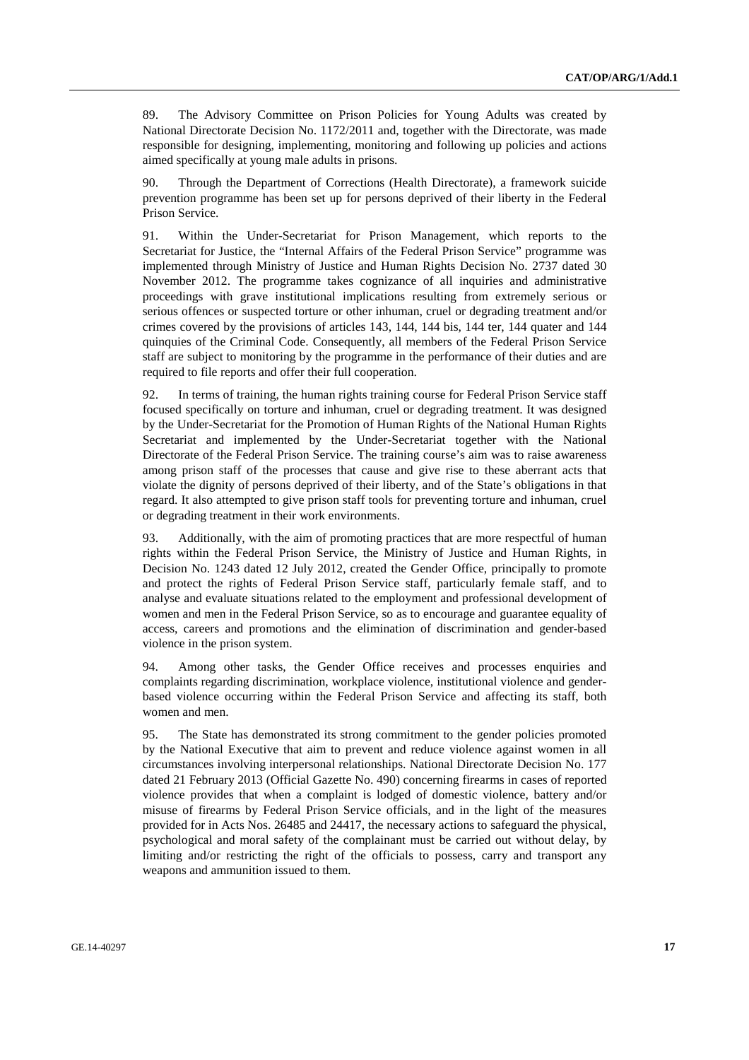89. The Advisory Committee on Prison Policies for Young Adults was created by National Directorate Decision No. 1172/2011 and, together with the Directorate, was made responsible for designing, implementing, monitoring and following up policies and actions aimed specifically at young male adults in prisons.

90. Through the Department of Corrections (Health Directorate), a framework suicide prevention programme has been set up for persons deprived of their liberty in the Federal Prison Service.

91. Within the Under-Secretariat for Prison Management, which reports to the Secretariat for Justice, the "Internal Affairs of the Federal Prison Service" programme was implemented through Ministry of Justice and Human Rights Decision No. 2737 dated 30 November 2012. The programme takes cognizance of all inquiries and administrative proceedings with grave institutional implications resulting from extremely serious or serious offences or suspected torture or other inhuman, cruel or degrading treatment and/or crimes covered by the provisions of articles 143, 144, 144 bis, 144 ter, 144 quater and 144 quinquies of the Criminal Code. Consequently, all members of the Federal Prison Service staff are subject to monitoring by the programme in the performance of their duties and are required to file reports and offer their full cooperation.

92. In terms of training, the human rights training course for Federal Prison Service staff focused specifically on torture and inhuman, cruel or degrading treatment. It was designed by the Under-Secretariat for the Promotion of Human Rights of the National Human Rights Secretariat and implemented by the Under-Secretariat together with the National Directorate of the Federal Prison Service. The training course's aim was to raise awareness among prison staff of the processes that cause and give rise to these aberrant acts that violate the dignity of persons deprived of their liberty, and of the State's obligations in that regard. It also attempted to give prison staff tools for preventing torture and inhuman, cruel or degrading treatment in their work environments.

93. Additionally, with the aim of promoting practices that are more respectful of human rights within the Federal Prison Service, the Ministry of Justice and Human Rights, in Decision No. 1243 dated 12 July 2012, created the Gender Office, principally to promote and protect the rights of Federal Prison Service staff, particularly female staff, and to analyse and evaluate situations related to the employment and professional development of women and men in the Federal Prison Service, so as to encourage and guarantee equality of access, careers and promotions and the elimination of discrimination and gender-based violence in the prison system.

94. Among other tasks, the Gender Office receives and processes enquiries and complaints regarding discrimination, workplace violence, institutional violence and gender-based violence occurring within the Federal Prison Service and affecting its staff, both women and men.

95. The State has demonstrated its strong commitment to the gender policies promoted by the National Executive that aim to prevent and reduce violence against women in all circumstances involving interpersonal relationships. National Directorate Decision No. 177 dated 21 February 2013 (Official Gazette No. 490) concerning firearms in cases of reported violence provides that when a complaint is lodged of domestic violence, battery and/or misuse of firearms by Federal Prison Service officials, and in the light of the measures provided for in Acts Nos. 26485 and 24417, the necessary actions to safeguard the physical, psychological and moral safety of the complainant must be carried out without delay, by limiting and/or restricting the right of the officials to possess, carry and transport any weapons and ammunition issued to them.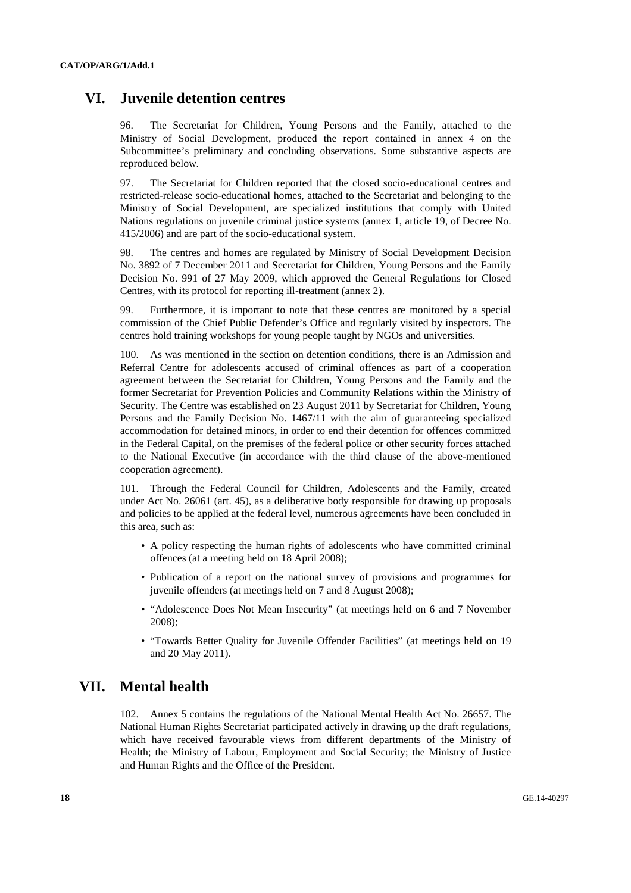# VI. Juvenile detention centres

96. The Secretariat for Children, Young Persons and the Family, attached to the Ministry of Social Development, produced the report contained in annex 4 on the Subcommittee's preliminary and concluding observations. Some substantive aspects are reproduced below.

97. The Secretariat for Children reported that the closed socio-educational centres and restricted-release socio-educational homes, attached to the Secretariat and belonging to the Ministry of Social Development, are specialized institutions that comply with United Nations regulations on juvenile criminal justice systems (annex 1, article 19, of Decree No. 415/2006) and are part of the socio-educational system.

98. The centres and homes are regulated by Ministry of Social Development Decision No. 3892 of 7 December 2011 and Secretariat for Children, Young Persons and the Family Decision No. 991 of 27 May 2009, which approved the General Regulations for Closed Centres, with its protocol for reporting ill-treatment (annex 2).

99. Furthermore, it is important to note that these centres are monitored by a special commission of the Chief Public Defender's Office and regularly visited by inspectors. The centres hold training workshops for young people taught by NGOs and universities.

100. As was mentioned in the section on detention conditions, there is an Admission and Referral Centre for adolescents accused of criminal offences as part of a cooperation agreement between the Secretariat for Children, Young Persons and the Family and the former Secretariat for Prevention Policies and Community Relations within the Ministry of Security. The Centre was established on 23 August 2011 by Secretariat for Children, Young Persons and the Family Decision No. 1467/11 with the aim of guaranteeing specialized accommodation for detained minors, in order to end their detention for offences committed in the Federal Capital, on the premises of the federal police or other security forces attached to the National Executive (in accordance with the third clause of the above-mentioned cooperation agreement).

101. Through the Federal Council for Children, Adolescents and the Family, created under Act No. 26061 (art. 45), as a deliberative body responsible for drawing up proposals and policies to be applied at the federal level, numerous agreements have been concluded in this area, such as:

- A policy respecting the human rights of adolescents who have committed criminal offences (at a meeting held on 18 April 2008);
- Publication of a report on the national survey of provisions and programmes for juvenile offenders (at meetings held on 7 and 8 August 2008);
- "Adolescence Does Not Mean Insecurity" (at meetings held on 6 and 7 November 2008);
- "Towards Better Quality for Juvenile Offender Facilities" (at meetings held on 19 and 20 May 2011).

# VII. Mental health

102. Annex 5 contains the regulations of the National Mental Health Act No. 26657. The National Human Rights Secretariat participated actively in drawing up the draft regulations, which have received favourable views from different departments of the Ministry of Health; the Ministry of Labour, Employment and Social Security; the Ministry of Justice and Human Rights and the Office of the President.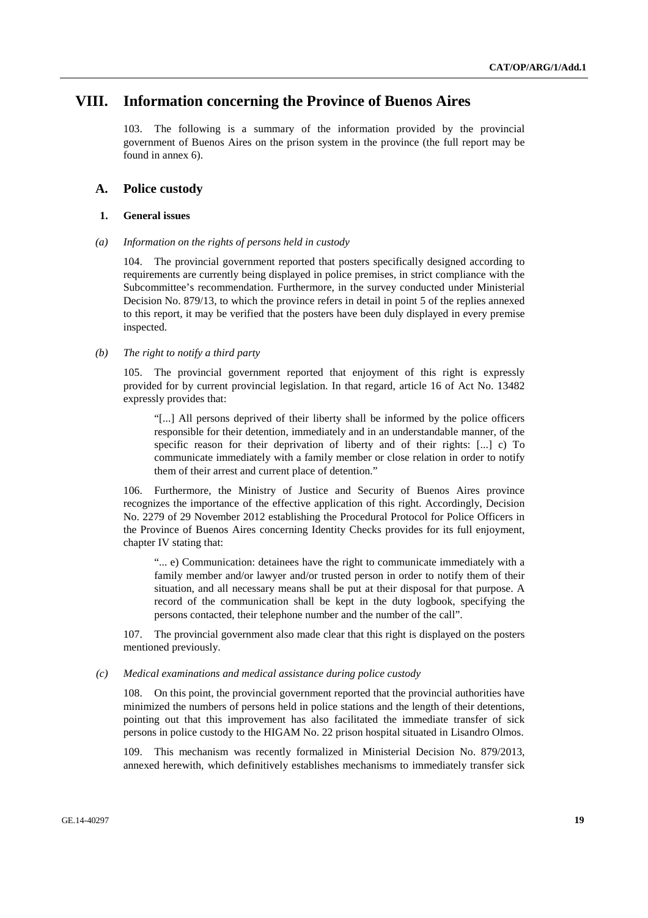# VIII. Information concerning the Province of Buenos Aires

103. The following is a summary of the information provided by the provincial government of Buenos Aires on the prison system in the province (the full report may be found in annex 6).

## A. Police custody

### 1. General issues

*(a) Information on the rights of persons held in custody*

104. The provincial government reported that posters specifically designed according to requirements are currently being displayed in police premises, in strict compliance with the Subcommittee's recommendation. Furthermore, in the survey conducted under Ministerial Decision No. 879/13, to which the province refers in detail in point 5 of the replies annexed to this report, it may be verified that the posters have been duly displayed in every premise inspected.

*(b) The right to notify a third party*

105. The provincial government reported that enjoyment of this right is expressly provided for by current provincial legislation. In that regard, article 16 of Act No. 13482 expressly provides that:

> "[...] All persons deprived of their liberty shall be informed by the police officers responsible for their detention, immediately and in an understandable manner, of the specific reason for their deprivation of liberty and of their rights: [...] c) To communicate immediately with a family member or close relation in order to notify them of their arrest and current place of detention."

106. Furthermore, the Ministry of Justice and Security of Buenos Aires province recognizes the importance of the effective application of this right. Accordingly, Decision No. 2279 of 29 November 2012 establishing the Procedural Protocol for Police Officers in the Province of Buenos Aires concerning Identity Checks provides for its full enjoyment, chapter IV stating that:

> "... e) Communication: detainees have the right to communicate immediately with a family member and/or lawyer and/or trusted person in order to notify them of their situation, and all necessary means shall be put at their disposal for that purpose. A record of the communication shall be kept in the duty logbook, specifying the persons contacted, their telephone number and the number of the call".

107. The provincial government also made clear that this right is displayed on the posters mentioned previously.

*(c) Medical examinations and medical assistance during police custody*

108. On this point, the provincial government reported that the provincial authorities have minimized the numbers of persons held in police stations and the length of their detentions, pointing out that this improvement has also facilitated the immediate transfer of sick persons in police custody to the HIGAM No. 22 prison hospital situated in Lisandro Olmos.

109. This mechanism was recently formalized in Ministerial Decision No. 879/2013, annexed herewith, which definitively establishes mechanisms to immediately transfer sick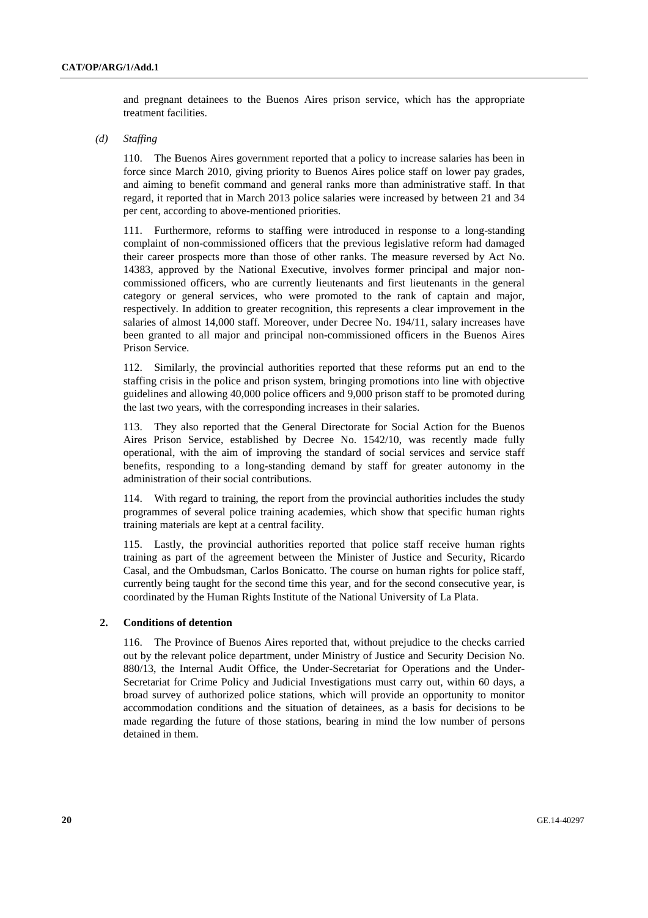and pregnant detainees to the Buenos Aires prison service, which has the appropriate treatment facilities.

*(d) Staffing*

110. The Buenos Aires government reported that a policy to increase salaries has been in force since March 2010, giving priority to Buenos Aires police staff on lower pay grades, and aiming to benefit command and general ranks more than administrative staff. In that regard, it reported that in March 2013 police salaries were increased by between 21 and 34 per cent, according to above-mentioned priorities.

111. Furthermore, reforms to staffing were introduced in response to a long-standing complaint of non-commissioned officers that the previous legislative reform had damaged their career prospects more than those of other ranks. The measure reversed by Act No. 14383, approved by the National Executive, involves former principal and major non-commissioned officers, who are currently lieutenants and first lieutenants in the general category or general services, who were promoted to the rank of captain and major, respectively. In addition to greater recognition, this represents a clear improvement in the salaries of almost 14,000 staff. Moreover, under Decree No. 194/11, salary increases have been granted to all major and principal non-commissioned officers in the Buenos Aires Prison Service.

112. Similarly, the provincial authorities reported that these reforms put an end to the staffing crisis in the police and prison system, bringing promotions into line with objective guidelines and allowing 40,000 police officers and 9,000 prison staff to be promoted during the last two years, with the corresponding increases in their salaries.

113. They also reported that the General Directorate for Social Action for the Buenos Aires Prison Service, established by Decree No. 1542/10, was recently made fully operational, with the aim of improving the standard of social services and service staff benefits, responding to a long-standing demand by staff for greater autonomy in the administration of their social contributions.

114. With regard to training, the report from the provincial authorities includes the study programmes of several police training academies, which show that specific human rights training materials are kept at a central facility.

115. Lastly, the provincial authorities reported that police staff receive human rights training as part of the agreement between the Minister of Justice and Security, Ricardo Casal, and the Ombudsman, Carlos Bonicatto. The course on human rights for police staff, currently being taught for the second time this year, and for the second consecutive year, is coordinated by the Human Rights Institute of the National University of La Plata.

## 2. Conditions of detention

116. The Province of Buenos Aires reported that, without prejudice to the checks carried out by the relevant police department, under Ministry of Justice and Security Decision No. 880/13, the Internal Audit Office, the Under-Secretariat for Operations and the Under-Secretariat for Crime Policy and Judicial Investigations must carry out, within 60 days, a broad survey of authorized police stations, which will provide an opportunity to monitor accommodation conditions and the situation of detainees, as a basis for decisions to be made regarding the future of those stations, bearing in mind the low number of persons detained in them.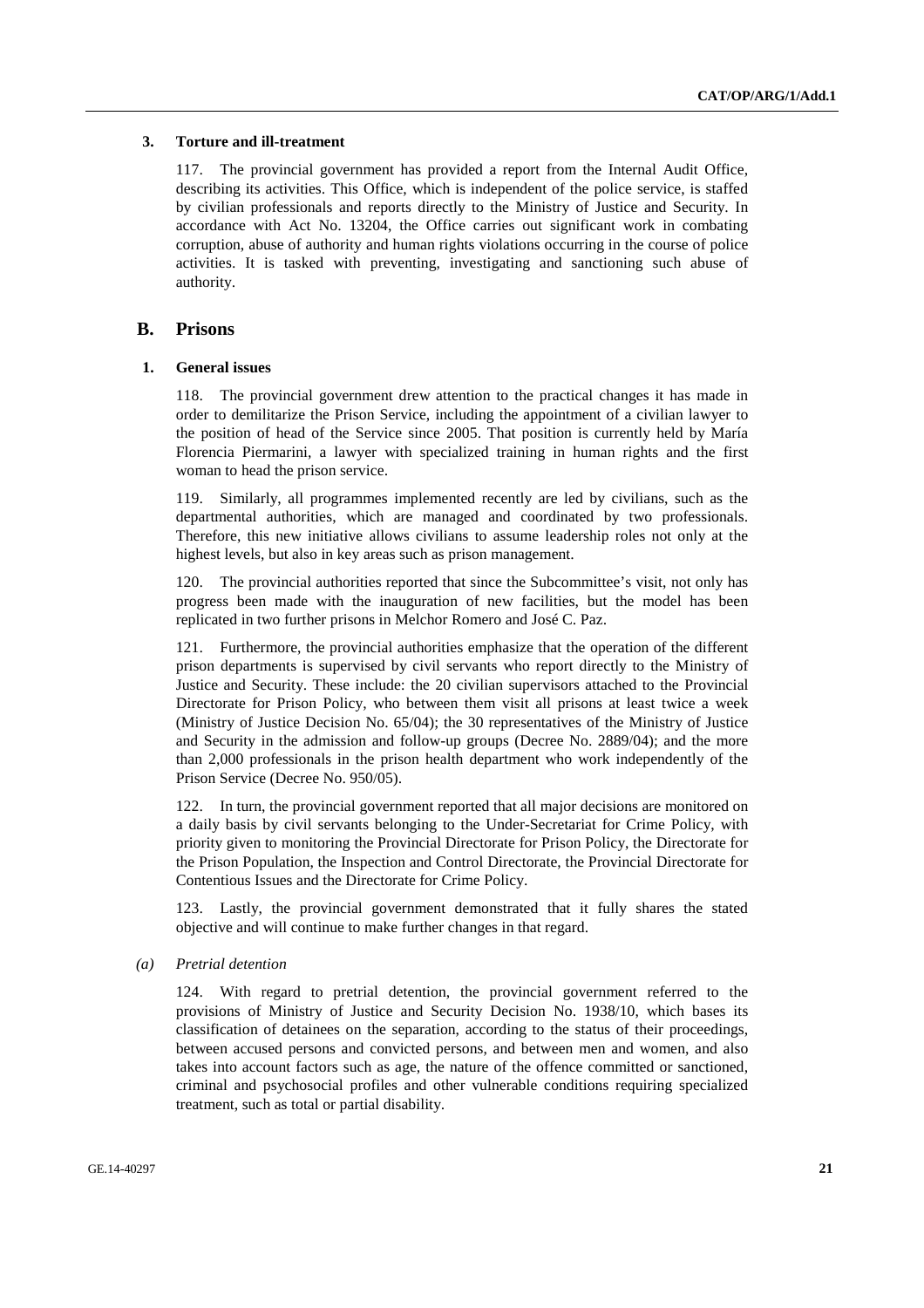### 3. Torture and ill-treatment

117. The provincial government has provided a report from the Internal Audit Office, describing its activities. This Office, which is independent of the police service, is staffed by civilian professionals and reports directly to the Ministry of Justice and Security. In accordance with Act No. 13204, the Office carries out significant work in combating corruption, abuse of authority and human rights violations occurring in the course of police activities. It is tasked with preventing, investigating and sanctioning such abuse of authority.

## B. Prisons

### 1. General issues

118. The provincial government drew attention to the practical changes it has made in order to demilitarize the Prison Service, including the appointment of a civilian lawyer to the position of head of the Service since 2005. That position is currently held by María Florencia Piermarini, a lawyer with specialized training in human rights and the first woman to head the prison service.

119. Similarly, all programmes implemented recently are led by civilians, such as the departmental authorities, which are managed and coordinated by two professionals. Therefore, this new initiative allows civilians to assume leadership roles not only at the highest levels, but also in key areas such as prison management.

120. The provincial authorities reported that since the Subcommittee's visit, not only has progress been made with the inauguration of new facilities, but the model has been replicated in two further prisons in Melchor Romero and José C. Paz.

121. Furthermore, the provincial authorities emphasize that the operation of the different prison departments is supervised by civil servants who report directly to the Ministry of Justice and Security. These include: the 20 civilian supervisors attached to the Provincial Directorate for Prison Policy, who between them visit all prisons at least twice a week (Ministry of Justice Decision No. 65/04); the 30 representatives of the Ministry of Justice and Security in the admission and follow-up groups (Decree No. 2889/04); and the more than 2,000 professionals in the prison health department who work independently of the Prison Service (Decree No. 950/05).

122. In turn, the provincial government reported that all major decisions are monitored on a daily basis by civil servants belonging to the Under-Secretariat for Crime Policy, with priority given to monitoring the Provincial Directorate for Prison Policy, the Directorate for the Prison Population, the Inspection and Control Directorate, the Provincial Directorate for Contentious Issues and the Directorate for Crime Policy.

123. Lastly, the provincial government demonstrated that it fully shares the stated objective and will continue to make further changes in that regard.

#### *(a) Pretrial detention*

124. With regard to pretrial detention, the provincial government referred to the provisions of Ministry of Justice and Security Decision No. 1938/10, which bases its classification of detainees on the separation, according to the status of their proceedings, between accused persons and convicted persons, and between men and women, and also takes into account factors such as age, the nature of the offence committed or sanctioned, criminal and psychosocial profiles and other vulnerable conditions requiring specialized treatment, such as total or partial disability.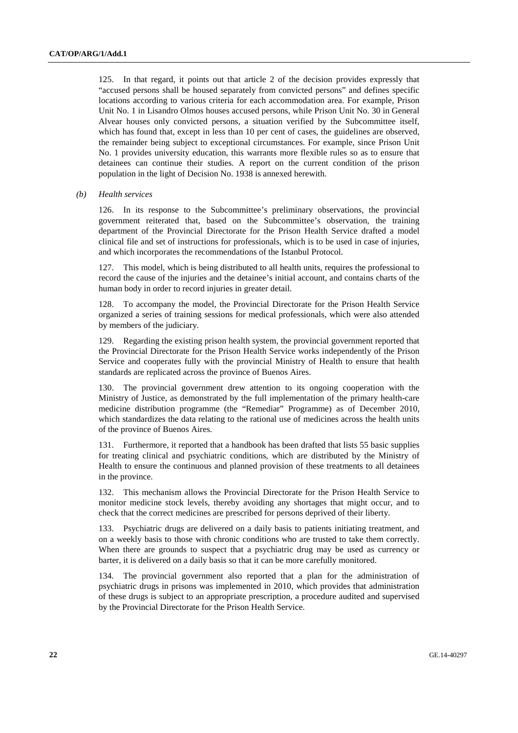125. In that regard, it points out that article 2 of the decision provides expressly that "accused persons shall be housed separately from convicted persons" and defines specific locations according to various criteria for each accommodation area. For example, Prison Unit No. 1 in Lisandro Olmos houses accused persons, while Prison Unit No. 30 in General Alvear houses only convicted persons, a situation verified by the Subcommittee itself, which has found that, except in less than 10 per cent of cases, the guidelines are observed, the remainder being subject to exceptional circumstances. For example, since Prison Unit No. 1 provides university education, this warrants more flexible rules so as to ensure that detainees can continue their studies. A report on the current condition of the prison population in the light of Decision No. 1938 is annexed herewith.

*(b) Health services*

126. In its response to the Subcommittee's preliminary observations, the provincial government reiterated that, based on the Subcommittee's observation, the training department of the Provincial Directorate for the Prison Health Service drafted a model clinical file and set of instructions for professionals, which is to be used in case of injuries, and which incorporates the recommendations of the Istanbul Protocol.

127. This model, which is being distributed to all health units, requires the professional to record the cause of the injuries and the detainee's initial account, and contains charts of the human body in order to record injuries in greater detail.

128. To accompany the model, the Provincial Directorate for the Prison Health Service organized a series of training sessions for medical professionals, which were also attended by members of the judiciary.

129. Regarding the existing prison health system, the provincial government reported that the Provincial Directorate for the Prison Health Service works independently of the Prison Service and cooperates fully with the provincial Ministry of Health to ensure that health standards are replicated across the province of Buenos Aires.

130. The provincial government drew attention to its ongoing cooperation with the Ministry of Justice, as demonstrated by the full implementation of the primary health-care medicine distribution programme (the "Remediar" Programme) as of December 2010, which standardizes the data relating to the rational use of medicines across the health units of the province of Buenos Aires.

131. Furthermore, it reported that a handbook has been drafted that lists 55 basic supplies for treating clinical and psychiatric conditions, which are distributed by the Ministry of Health to ensure the continuous and planned provision of these treatments to all detainees in the province.

132. This mechanism allows the Provincial Directorate for the Prison Health Service to monitor medicine stock levels, thereby avoiding any shortages that might occur, and to check that the correct medicines are prescribed for persons deprived of their liberty.

133. Psychiatric drugs are delivered on a daily basis to patients initiating treatment, and on a weekly basis to those with chronic conditions who are trusted to take them correctly. When there are grounds to suspect that a psychiatric drug may be used as currency or barter, it is delivered on a daily basis so that it can be more carefully monitored.

134. The provincial government also reported that a plan for the administration of psychiatric drugs in prisons was implemented in 2010, which provides that administration of these drugs is subject to an appropriate prescription, a procedure audited and supervised by the Provincial Directorate for the Prison Health Service.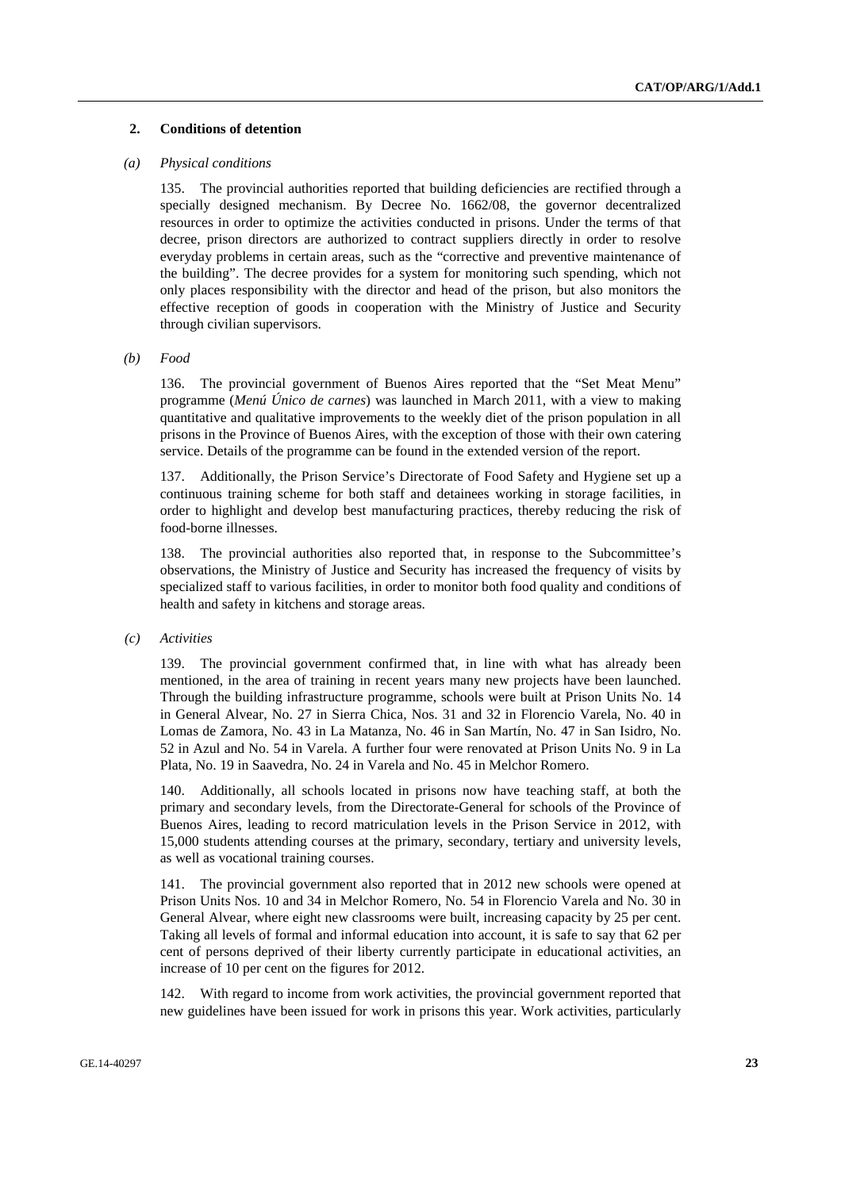## 2. Conditions of detention

### *(a) Physical conditions*

135. The provincial authorities reported that building deficiencies are rectified through a specially designed mechanism. By Decree No. 1662/08, the governor decentralized resources in order to optimize the activities conducted in prisons. Under the terms of that decree, prison directors are authorized to contract suppliers directly in order to resolve everyday problems in certain areas, such as the "corrective and preventive maintenance of the building". The decree provides for a system for monitoring such spending, which not only places responsibility with the director and head of the prison, but also monitors the effective reception of goods in cooperation with the Ministry of Justice and Security through civilian supervisors.

### *(b) Food*

136. The provincial government of Buenos Aires reported that the "Set Meat Menu" programme (*Menú Único de carnes*) was launched in March 2011, with a view to making quantitative and qualitative improvements to the weekly diet of the prison population in all prisons in the Province of Buenos Aires, with the exception of those with their own catering service. Details of the programme can be found in the extended version of the report.

137. Additionally, the Prison Service's Directorate of Food Safety and Hygiene set up a continuous training scheme for both staff and detainees working in storage facilities, in order to highlight and develop best manufacturing practices, thereby reducing the risk of food-borne illnesses.

138. The provincial authorities also reported that, in response to the Subcommittee's observations, the Ministry of Justice and Security has increased the frequency of visits by specialized staff to various facilities, in order to monitor both food quality and conditions of health and safety in kitchens and storage areas.

### *(c) Activities*

139. The provincial government confirmed that, in line with what has already been mentioned, in the area of training in recent years many new projects have been launched. Through the building infrastructure programme, schools were built at Prison Units No. 14 in General Alvear, No. 27 in Sierra Chica, Nos. 31 and 32 in Florencio Varela, No. 40 in Lomas de Zamora, No. 43 in La Matanza, No. 46 in San Martín, No. 47 in San Isidro, No. 52 in Azul and No. 54 in Varela. A further four were renovated at Prison Units No. 9 in La Plata, No. 19 in Saavedra, No. 24 in Varela and No. 45 in Melchor Romero.

140. Additionally, all schools located in prisons now have teaching staff, at both the primary and secondary levels, from the Directorate-General for schools of the Province of Buenos Aires, leading to record matriculation levels in the Prison Service in 2012, with 15,000 students attending courses at the primary, secondary, tertiary and university levels, as well as vocational training courses.

141. The provincial government also reported that in 2012 new schools were opened at Prison Units Nos. 10 and 34 in Melchor Romero, No. 54 in Florencio Varela and No. 30 in General Alvear, where eight new classrooms were built, increasing capacity by 25 per cent. Taking all levels of formal and informal education into account, it is safe to say that 62 per cent of persons deprived of their liberty currently participate in educational activities, an increase of 10 per cent on the figures for 2012.

142. With regard to income from work activities, the provincial government reported that new guidelines have been issued for work in prisons this year. Work activities, particularly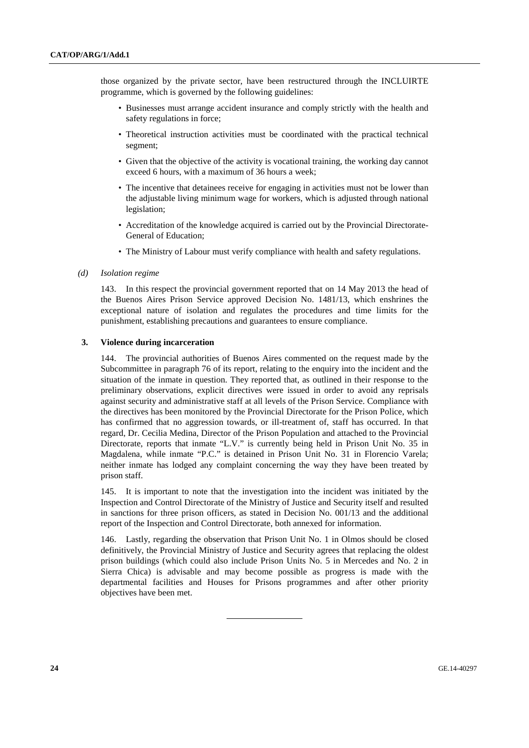those organized by the private sector, have been restructured through the INCLUIRTE programme, which is governed by the following guidelines:

- Businesses must arrange accident insurance and comply strictly with the health and safety regulations in force;
- Theoretical instruction activities must be coordinated with the practical technical segment;
- Given that the objective of the activity is vocational training, the working day cannot exceed 6 hours, with a maximum of 36 hours a week;
- The incentive that detainees receive for engaging in activities must not be lower than the adjustable living minimum wage for workers, which is adjusted through national legislation;
- Accreditation of the knowledge acquired is carried out by the Provincial Directorate-General of Education;
- The Ministry of Labour must verify compliance with health and safety regulations.

*(d) Isolation regime*

143. In this respect the provincial government reported that on 14 May 2013 the head of the Buenos Aires Prison Service approved Decision No. 1481/13, which enshrines the exceptional nature of isolation and regulates the procedures and time limits for the punishment, establishing precautions and guarantees to ensure compliance.

### 3. Violence during incarceration

144. The provincial authorities of Buenos Aires commented on the request made by the Subcommittee in paragraph 76 of its report, relating to the enquiry into the incident and the situation of the inmate in question. They reported that, as outlined in their response to the preliminary observations, explicit directives were issued in order to avoid any reprisals against security and administrative staff at all levels of the Prison Service. Compliance with the directives has been monitored by the Provincial Directorate for the Prison Police, which has confirmed that no aggression towards, or ill-treatment of, staff has occurred. In that regard, Dr. Cecilia Medina, Director of the Prison Population and attached to the Provincial Directorate, reports that inmate "L.V." is currently being held in Prison Unit No. 35 in Magdalena, while inmate "P.C." is detained in Prison Unit No. 31 in Florencio Varela; neither inmate has lodged any complaint concerning the way they have been treated by prison staff.

145. It is important to note that the investigation into the incident was initiated by the Inspection and Control Directorate of the Ministry of Justice and Security itself and resulted in sanctions for three prison officers, as stated in Decision No. 001/13 and the additional report of the Inspection and Control Directorate, both annexed for information.

146. Lastly, regarding the observation that Prison Unit No. 1 in Olmos should be closed definitively, the Provincial Ministry of Justice and Security agrees that replacing the oldest prison buildings (which could also include Prison Units No. 5 in Mercedes and No. 2 in Sierra Chica) is advisable and may become possible as progress is made with the departmental facilities and Houses for Prisons programmes and after other priority objectives have been met.